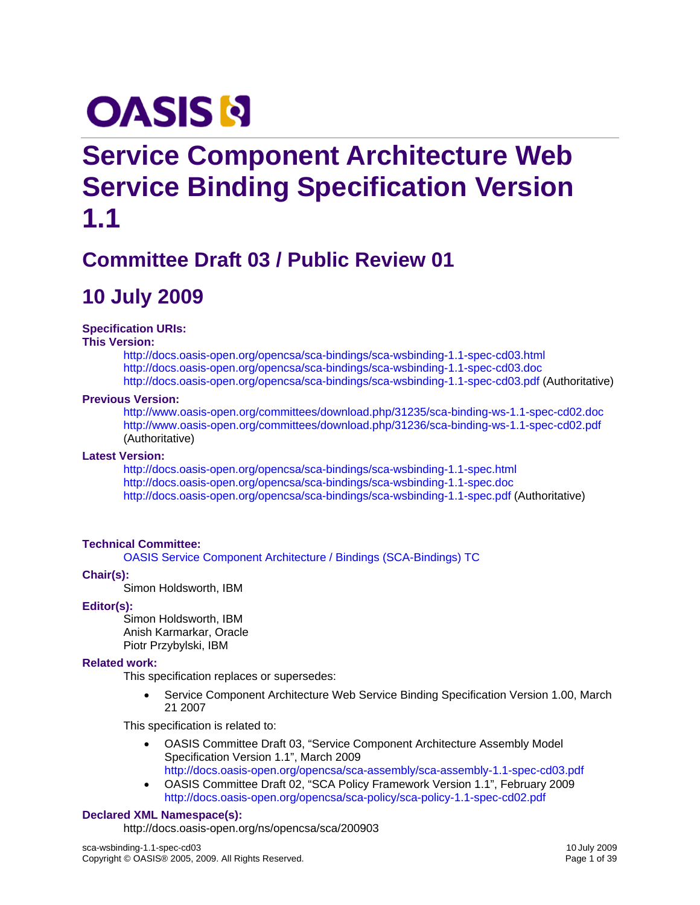OASIS

# Service Component Architecture Web Service Binding Specification Version 1.1

## Committee Draft 03 / Public Review 01

## 10 July 2009

**Specification URIs:**

**This Version:**

http://docs.oasis-open.org/opencsa/sca-bindings/sca-wsbinding-1.1-spec-cd03.html
http://docs.oasis-open.org/opencsa/sca-bindings/sca-wsbinding-1.1-spec-cd03.doc
http://docs.oasis-open.org/opencsa/sca-bindings/sca-wsbinding-1.1-spec-cd03.pdf (Authoritative)

**Previous Version:**

http://www.oasis-open.org/committees/download.php/31235/sca-binding-ws-1.1-spec-cd02.doc
http://www.oasis-open.org/committees/download.php/31236/sca-binding-ws-1.1-spec-cd02.pdf (Authoritative)

**Latest Version:**

http://docs.oasis-open.org/opencsa/sca-bindings/sca-wsbinding-1.1-spec.html
http://docs.oasis-open.org/opencsa/sca-bindings/sca-wsbinding-1.1-spec.doc
http://docs.oasis-open.org/opencsa/sca-bindings/sca-wsbinding-1.1-spec.pdf (Authoritative)

**Technical Committee:**

OASIS Service Component Architecture / Bindings (SCA-Bindings) TC

**Chair(s):**

Simon Holdsworth, IBM

**Editor(s):**

Simon Holdsworth, IBM
Anish Karmarkar, Oracle
Piotr Przybylski, IBM

**Related work:**

This specification replaces or supersedes:

- Service Component Architecture Web Service Binding Specification Version 1.00, March 21 2007

This specification is related to:

- OASIS Committee Draft 03, "Service Component Architecture Assembly Model Specification Version 1.1", March 2009
  http://docs.oasis-open.org/opencsa/sca-assembly/sca-assembly-1.1-spec-cd03.pdf
- OASIS Committee Draft 02, "SCA Policy Framework Version 1.1", February 2009
  http://docs.oasis-open.org/opencsa/sca-policy/sca-policy-1.1-spec-cd02.pdf

**Declared XML Namespace(s):**

http://docs.oasis-open.org/ns/opencsa/sca/200903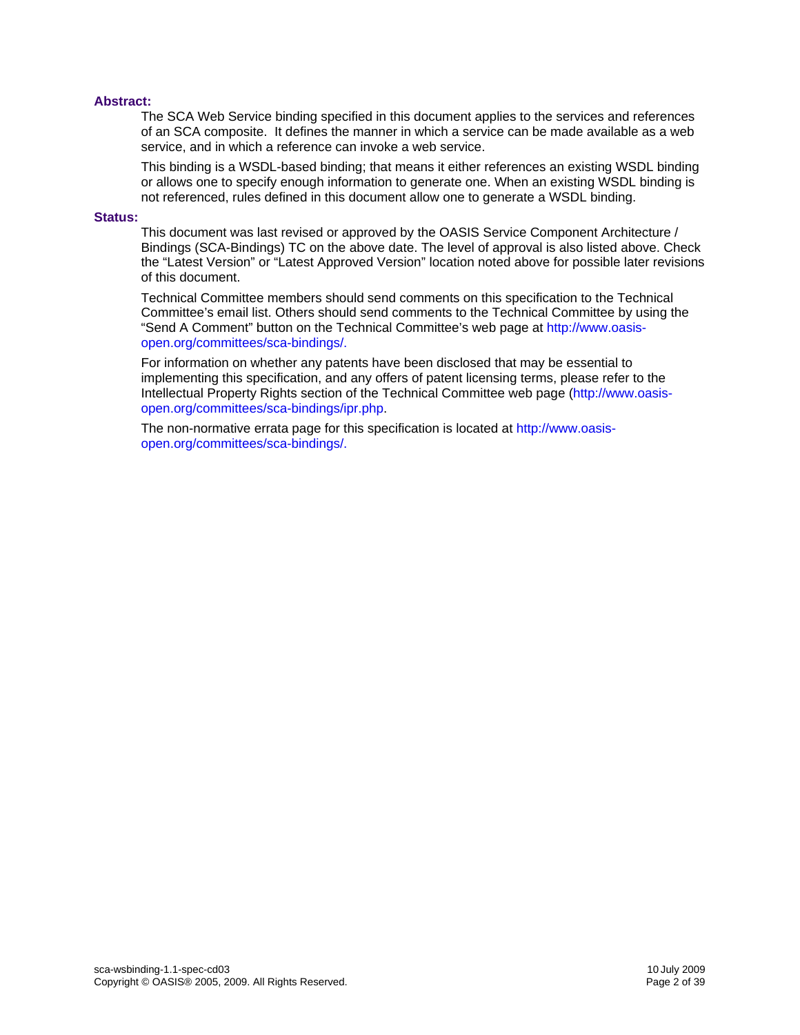**Abstract:**

The SCA Web Service binding specified in this document applies to the services and references of an SCA composite. It defines the manner in which a service can be made available as a web service, and in which a reference can invoke a web service.

This binding is a WSDL-based binding; that means it either references an existing WSDL binding or allows one to specify enough information to generate one. When an existing WSDL binding is not referenced, rules defined in this document allow one to generate a WSDL binding.

**Status:**

This document was last revised or approved by the OASIS Service Component Architecture / Bindings (SCA-Bindings) TC on the above date. The level of approval is also listed above. Check the "Latest Version" or "Latest Approved Version" location noted above for possible later revisions of this document.

Technical Committee members should send comments on this specification to the Technical Committee's email list. Others should send comments to the Technical Committee by using the "Send A Comment" button on the Technical Committee's web page at http://www.oasis-open.org/committees/sca-bindings/.

For information on whether any patents have been disclosed that may be essential to implementing this specification, and any offers of patent licensing terms, please refer to the Intellectual Property Rights section of the Technical Committee web page (http://www.oasis-open.org/committees/sca-bindings/ipr.php.

The non-normative errata page for this specification is located at http://www.oasis-open.org/committees/sca-bindings/.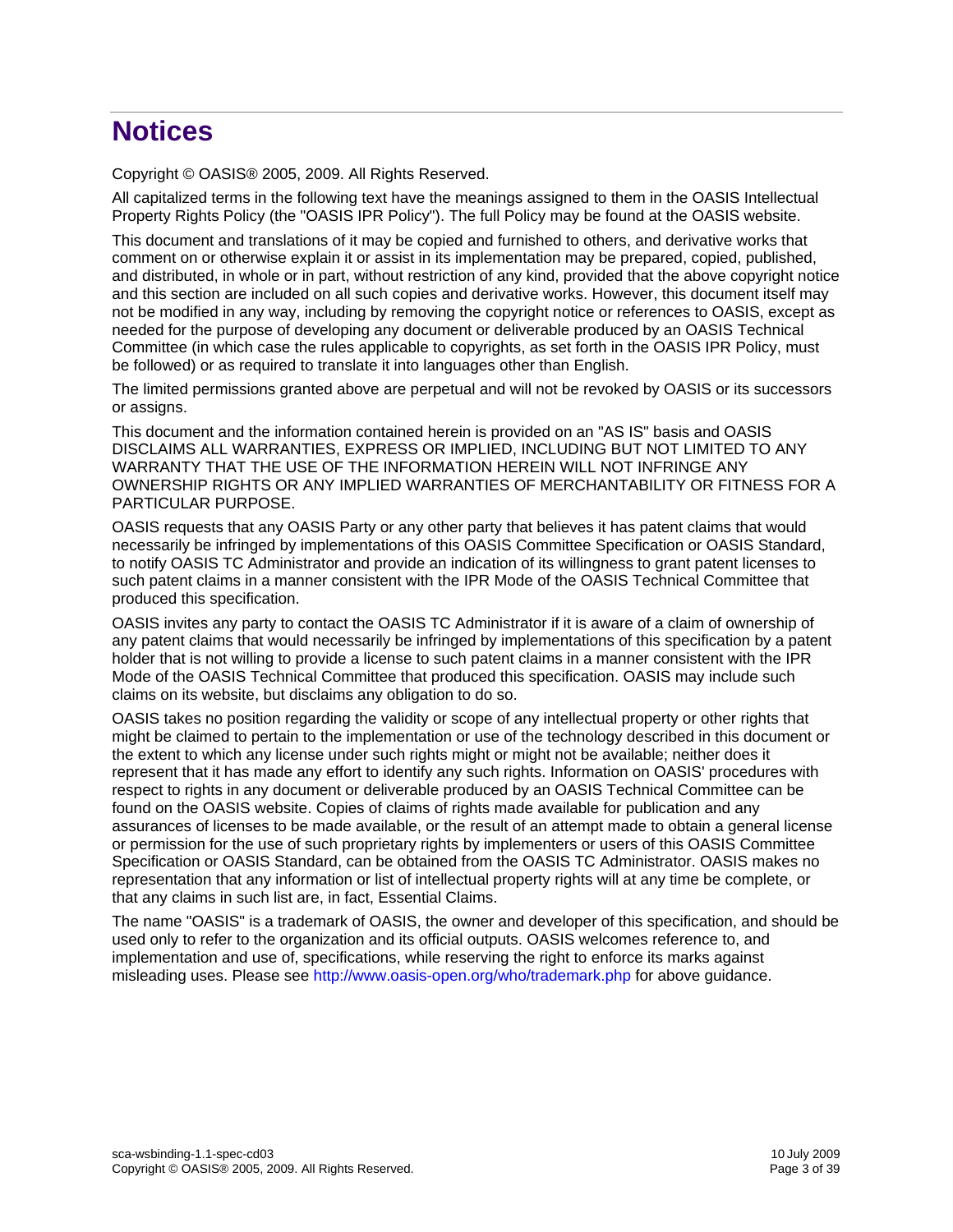# Notices

Copyright © OASIS® 2005, 2009. All Rights Reserved.

All capitalized terms in the following text have the meanings assigned to them in the OASIS Intellectual Property Rights Policy (the "OASIS IPR Policy"). The full Policy may be found at the OASIS website.

This document and translations of it may be copied and furnished to others, and derivative works that comment on or otherwise explain it or assist in its implementation may be prepared, copied, published, and distributed, in whole or in part, without restriction of any kind, provided that the above copyright notice and this section are included on all such copies and derivative works. However, this document itself may not be modified in any way, including by removing the copyright notice or references to OASIS, except as needed for the purpose of developing any document or deliverable produced by an OASIS Technical Committee (in which case the rules applicable to copyrights, as set forth in the OASIS IPR Policy, must be followed) or as required to translate it into languages other than English.

The limited permissions granted above are perpetual and will not be revoked by OASIS or its successors or assigns.

This document and the information contained herein is provided on an "AS IS" basis and OASIS DISCLAIMS ALL WARRANTIES, EXPRESS OR IMPLIED, INCLUDING BUT NOT LIMITED TO ANY WARRANTY THAT THE USE OF THE INFORMATION HEREIN WILL NOT INFRINGE ANY OWNERSHIP RIGHTS OR ANY IMPLIED WARRANTIES OF MERCHANTABILITY OR FITNESS FOR A PARTICULAR PURPOSE.

OASIS requests that any OASIS Party or any other party that believes it has patent claims that would necessarily be infringed by implementations of this OASIS Committee Specification or OASIS Standard, to notify OASIS TC Administrator and provide an indication of its willingness to grant patent licenses to such patent claims in a manner consistent with the IPR Mode of the OASIS Technical Committee that produced this specification.

OASIS invites any party to contact the OASIS TC Administrator if it is aware of a claim of ownership of any patent claims that would necessarily be infringed by implementations of this specification by a patent holder that is not willing to provide a license to such patent claims in a manner consistent with the IPR Mode of the OASIS Technical Committee that produced this specification. OASIS may include such claims on its website, but disclaims any obligation to do so.

OASIS takes no position regarding the validity or scope of any intellectual property or other rights that might be claimed to pertain to the implementation or use of the technology described in this document or the extent to which any license under such rights might or might not be available; neither does it represent that it has made any effort to identify any such rights. Information on OASIS' procedures with respect to rights in any document or deliverable produced by an OASIS Technical Committee can be found on the OASIS website. Copies of claims of rights made available for publication and any assurances of licenses to be made available, or the result of an attempt made to obtain a general license or permission for the use of such proprietary rights by implementers or users of this OASIS Committee Specification or OASIS Standard, can be obtained from the OASIS TC Administrator. OASIS makes no representation that any information or list of intellectual property rights will at any time be complete, or that any claims in such list are, in fact, Essential Claims.

The name "OASIS" is a trademark of OASIS, the owner and developer of this specification, and should be used only to refer to the organization and its official outputs. OASIS welcomes reference to, and implementation and use of, specifications, while reserving the right to enforce its marks against misleading uses. Please see http://www.oasis-open.org/who/trademark.php for above guidance.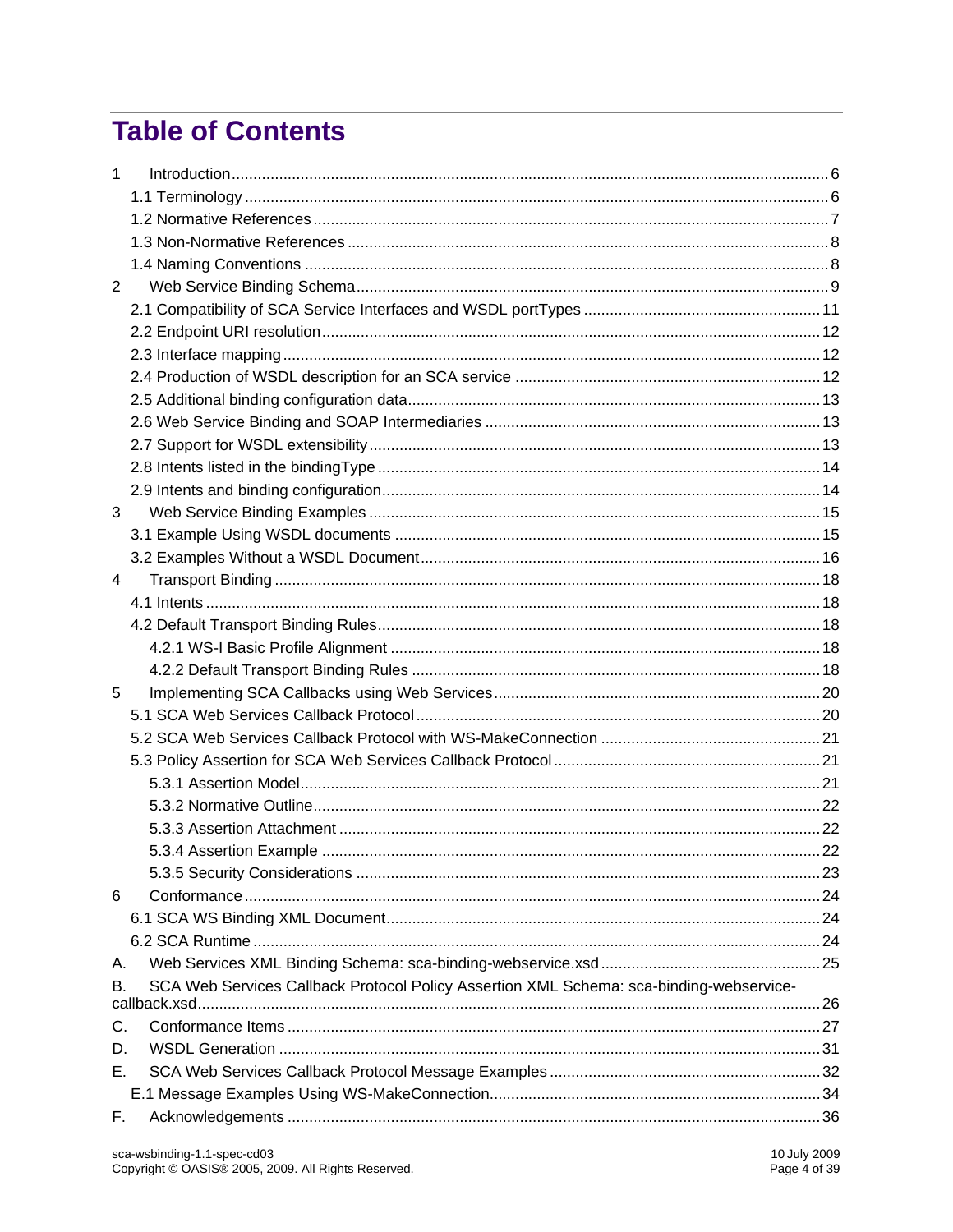# Table of Contents

1 Introduction ........ 6
- 1.1 Terminology ........ 6
- 1.2 Normative References ........ 7
- 1.3 Non-Normative References ........ 8
- 1.4 Naming Conventions ........ 8

2 Web Service Binding Schema ........ 9
- 2.1 Compatibility of SCA Service Interfaces and WSDL portTypes ........ 11
- 2.2 Endpoint URI resolution ........ 12
- 2.3 Interface mapping ........ 12
- 2.4 Production of WSDL description for an SCA service ........ 12
- 2.5 Additional binding configuration data ........ 13
- 2.6 Web Service Binding and SOAP Intermediaries ........ 13
- 2.7 Support for WSDL extensibility ........ 13
- 2.8 Intents listed in the bindingType ........ 14
- 2.9 Intents and binding configuration ........ 14

3 Web Service Binding Examples ........ 15
- 3.1 Example Using WSDL documents ........ 15
- 3.2 Examples Without a WSDL Document ........ 16

4 Transport Binding ........ 18
- 4.1 Intents ........ 18
- 4.2 Default Transport Binding Rules ........ 18
  - 4.2.1 WS-I Basic Profile Alignment ........ 18
  - 4.2.2 Default Transport Binding Rules ........ 18

5 Implementing SCA Callbacks using Web Services ........ 20
- 5.1 SCA Web Services Callback Protocol ........ 20
- 5.2 SCA Web Services Callback Protocol with WS-MakeConnection ........ 21
- 5.3 Policy Assertion for SCA Web Services Callback Protocol ........ 21
  - 5.3.1 Assertion Model ........ 21
  - 5.3.2 Normative Outline ........ 22
  - 5.3.3 Assertion Attachment ........ 22
  - 5.3.4 Assertion Example ........ 22
  - 5.3.5 Security Considerations ........ 23

6 Conformance ........ 24
- 6.1 SCA WS Binding XML Document ........ 24
- 6.2 SCA Runtime ........ 24

A. Web Services XML Binding Schema: sca-binding-webservice.xsd ........ 25

B. SCA Web Services Callback Protocol Policy Assertion XML Schema: sca-binding-webservice-callback.xsd ........ 26

C. Conformance Items ........ 27

D. WSDL Generation ........ 31

E. SCA Web Services Callback Protocol Message Examples ........ 32
- E.1 Message Examples Using WS-MakeConnection ........ 34

F. Acknowledgements ........ 36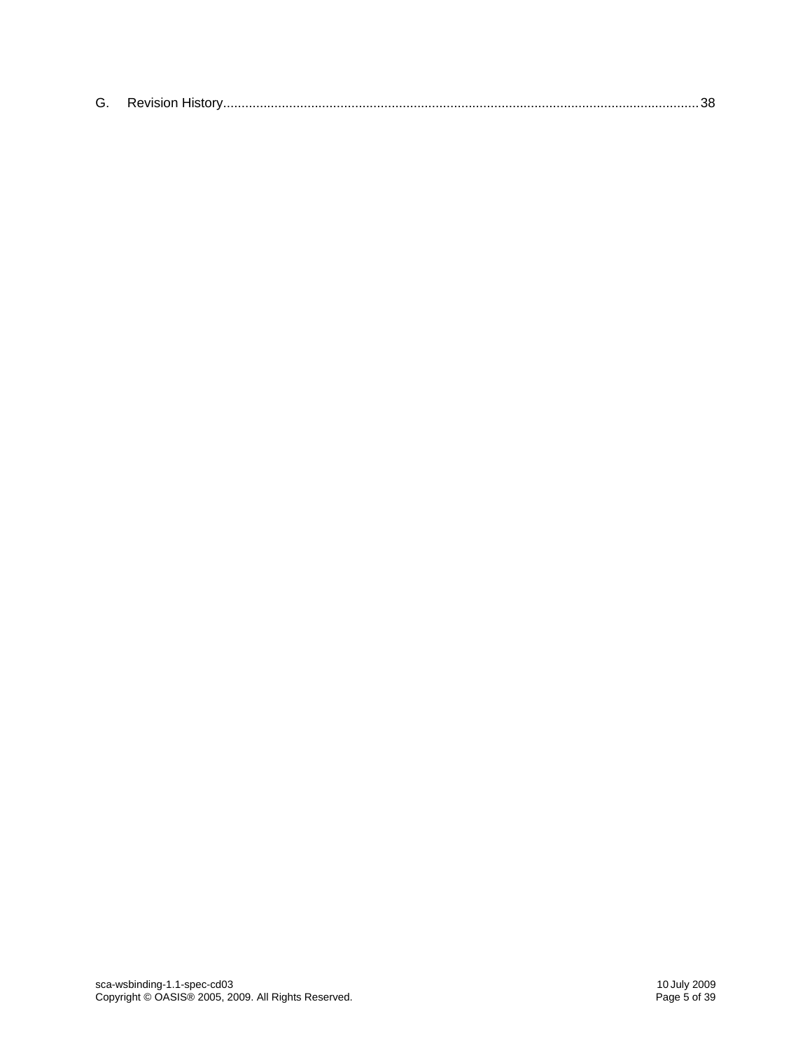G. Revision History ........................................................................................................................ 38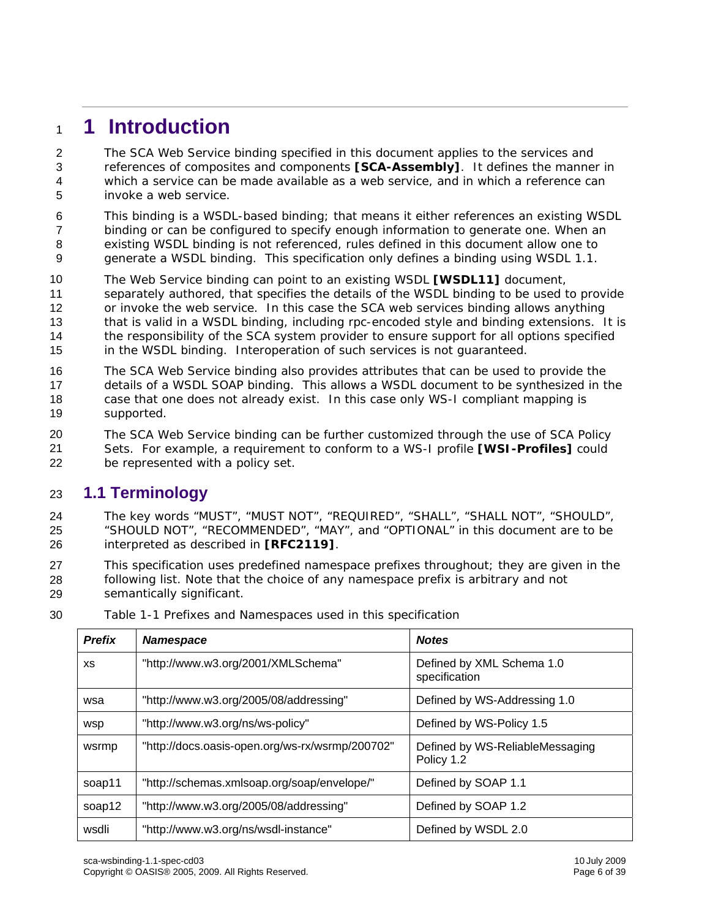# 1 Introduction

The SCA Web Service binding specified in this document applies to the services and references of composites and components **[SCA-Assembly]**. It defines the manner in which a service can be made available as a web service, and in which a reference can invoke a web service.

This binding is a WSDL-based binding; that means it either references an existing WSDL binding or can be configured to specify enough information to generate one. When an existing WSDL binding is not referenced, rules defined in this document allow one to generate a WSDL binding. This specification only defines a binding using WSDL 1.1.

The Web Service binding can point to an existing WSDL **[WSDL11]** document, separately authored, that specifies the details of the WSDL binding to be used to provide or invoke the web service. In this case the SCA web services binding allows anything that is valid in a WSDL binding, including rpc-encoded style and binding extensions. It is the responsibility of the SCA system provider to ensure support for all options specified in the WSDL binding. Interoperation of such services is not guaranteed.

The SCA Web Service binding also provides attributes that can be used to provide the details of a WSDL SOAP binding. This allows a WSDL document to be synthesized in the case that one does not already exist. In this case only WS-I compliant mapping is supported.

The SCA Web Service binding can be further customized through the use of SCA Policy Sets. For example, a requirement to conform to a WS-I profile **[WSI-Profiles]** could be represented with a policy set.

## 1.1 Terminology

The key words "MUST", "MUST NOT", "REQUIRED", "SHALL", "SHALL NOT", "SHOULD", "SHOULD NOT", "RECOMMENDED", "MAY", and "OPTIONAL" in this document are to be interpreted as described in **[RFC2119]**.

This specification uses predefined namespace prefixes throughout; they are given in the following list. Note that the choice of any namespace prefix is arbitrary and not semantically significant.

Table 1-1 Prefixes and Namespaces used in this specification

| ***Prefix*** | ***Namespace*** | ***Notes*** |
|---|---|---|
| xs | "http://www.w3.org/2001/XMLSchema" | Defined by XML Schema 1.0 specification |
| wsa | "http://www.w3.org/2005/08/addressing" | Defined by WS-Addressing 1.0 |
| wsp | "http://www.w3.org/ns/ws-policy" | Defined by WS-Policy 1.5 |
| wsrmp | "http://docs.oasis-open.org/ws-rx/wsrmp/200702" | Defined by WS-ReliableMessaging Policy 1.2 |
| soap11 | "http://schemas.xmlsoap.org/soap/envelope/" | Defined by SOAP 1.1 |
| soap12 | "http://www.w3.org/2005/08/addressing" | Defined by SOAP 1.2 |
| wsdli | "http://www.w3.org/ns/wsdl-instance" | Defined by WSDL 2.0 |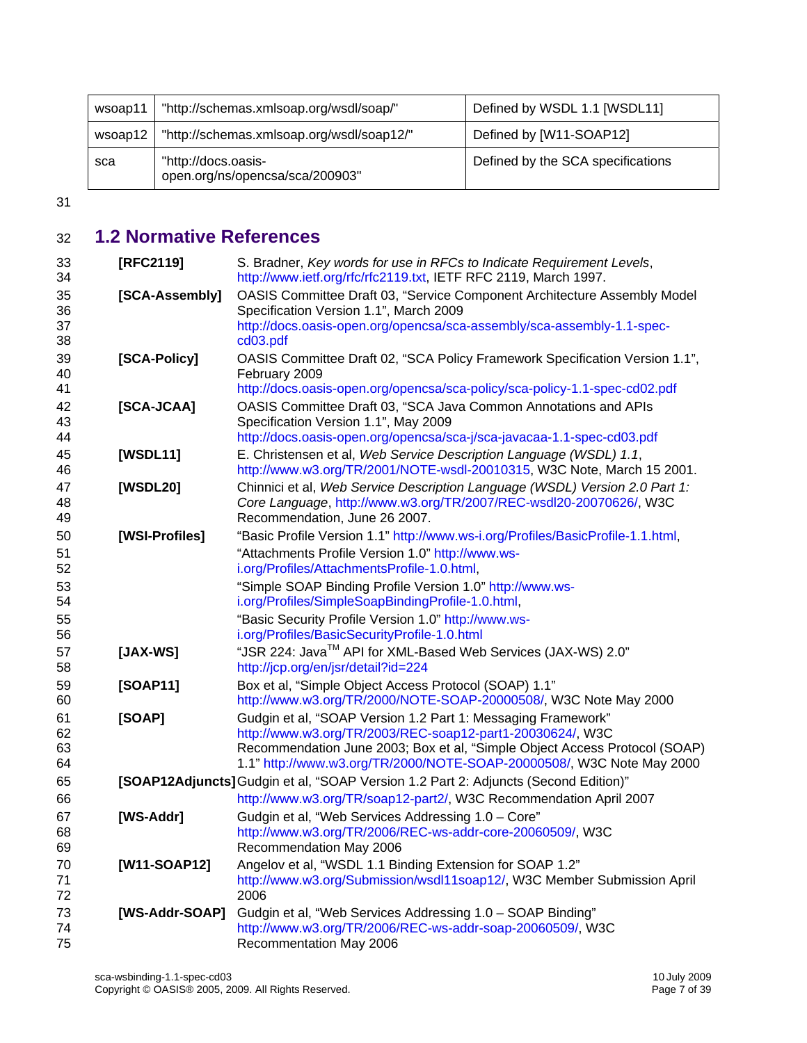| wsoap11 | "http://schemas.xmlsoap.org/wsdl/soap/" | Defined by WSDL 1.1 [WSDL11] |
|---|---|---|
| wsoap12 | "http://schemas.xmlsoap.org/wsdl/soap12/" | Defined by [W11-SOAP12] |
| sca | "http://docs.oasis-open.org/ns/opencsa/sca/200903" | Defined by the SCA specifications |

## 1.2 Normative References

**[RFC2119]** S. Bradner, *Key words for use in RFCs to Indicate Requirement Levels*, http://www.ietf.org/rfc/rfc2119.txt, IETF RFC 2119, March 1997.

**[SCA-Assembly]** OASIS Committee Draft 03, "Service Component Architecture Assembly Model Specification Version 1.1", March 2009 http://docs.oasis-open.org/opencsa/sca-assembly/sca-assembly-1.1-spec-cd03.pdf

**[SCA-Policy]** OASIS Committee Draft 02, "SCA Policy Framework Specification Version 1.1", February 2009 http://docs.oasis-open.org/opencsa/sca-policy/sca-policy-1.1-spec-cd02.pdf

**[SCA-JCAA]** OASIS Committee Draft 03, "SCA Java Common Annotations and APIs Specification Version 1.1", May 2009 http://docs.oasis-open.org/opencsa/sca-j/sca-javacaa-1.1-spec-cd03.pdf

**[WSDL11]** E. Christensen et al, *Web Service Description Language (WSDL) 1.1*, http://www.w3.org/TR/2001/NOTE-wsdl-20010315, W3C Note, March 15 2001.

**[WSDL20]** Chinnici et al, *Web Service Description Language (WSDL) Version 2.0 Part 1: Core Language*, http://www.w3.org/TR/2007/REC-wsdl20-20070626/, W3C Recommendation, June 26 2007.

**[WSI-Profiles]** "Basic Profile Version 1.1" http://www.ws-i.org/Profiles/BasicProfile-1.1.html,

"Attachments Profile Version 1.0" http://www.ws-i.org/Profiles/AttachmentsProfile-1.0.html,

"Simple SOAP Binding Profile Version 1.0" http://www.ws-i.org/Profiles/SimpleSoapBindingProfile-1.0.html,

"Basic Security Profile Version 1.0" http://www.ws-i.org/Profiles/BasicSecurityProfile-1.0.html

**[JAX-WS]** "JSR 224: Java™ API for XML-Based Web Services (JAX-WS) 2.0" http://jcp.org/en/jsr/detail?id=224

**[SOAP11]** Box et al, "Simple Object Access Protocol (SOAP) 1.1" http://www.w3.org/TR/2000/NOTE-SOAP-20000508/, W3C Note May 2000

**[SOAP]** Gudgin et al, "SOAP Version 1.2 Part 1: Messaging Framework" http://www.w3.org/TR/2003/REC-soap12-part1-20030624/, W3C Recommendation June 2003; Box et al, "Simple Object Access Protocol (SOAP) 1.1" http://www.w3.org/TR/2000/NOTE-SOAP-20000508/, W3C Note May 2000

**[SOAP12Adjuncts]** Gudgin et al, "SOAP Version 1.2 Part 2: Adjuncts (Second Edition)"

http://www.w3.org/TR/soap12-part2/, W3C Recommendation April 2007

**[WS-Addr]** Gudgin et al, "Web Services Addressing 1.0 – Core" http://www.w3.org/TR/2006/REC-ws-addr-core-20060509/, W3C Recommendation May 2006

**[W11-SOAP12]** Angelov et al, "WSDL 1.1 Binding Extension for SOAP 1.2" http://www.w3.org/Submission/wsdl11soap12/, W3C Member Submission April 2006

**[WS-Addr-SOAP]** Gudgin et al, "Web Services Addressing 1.0 – SOAP Binding" http://www.w3.org/TR/2006/REC-ws-addr-soap-20060509/, W3C Recommentation May 2006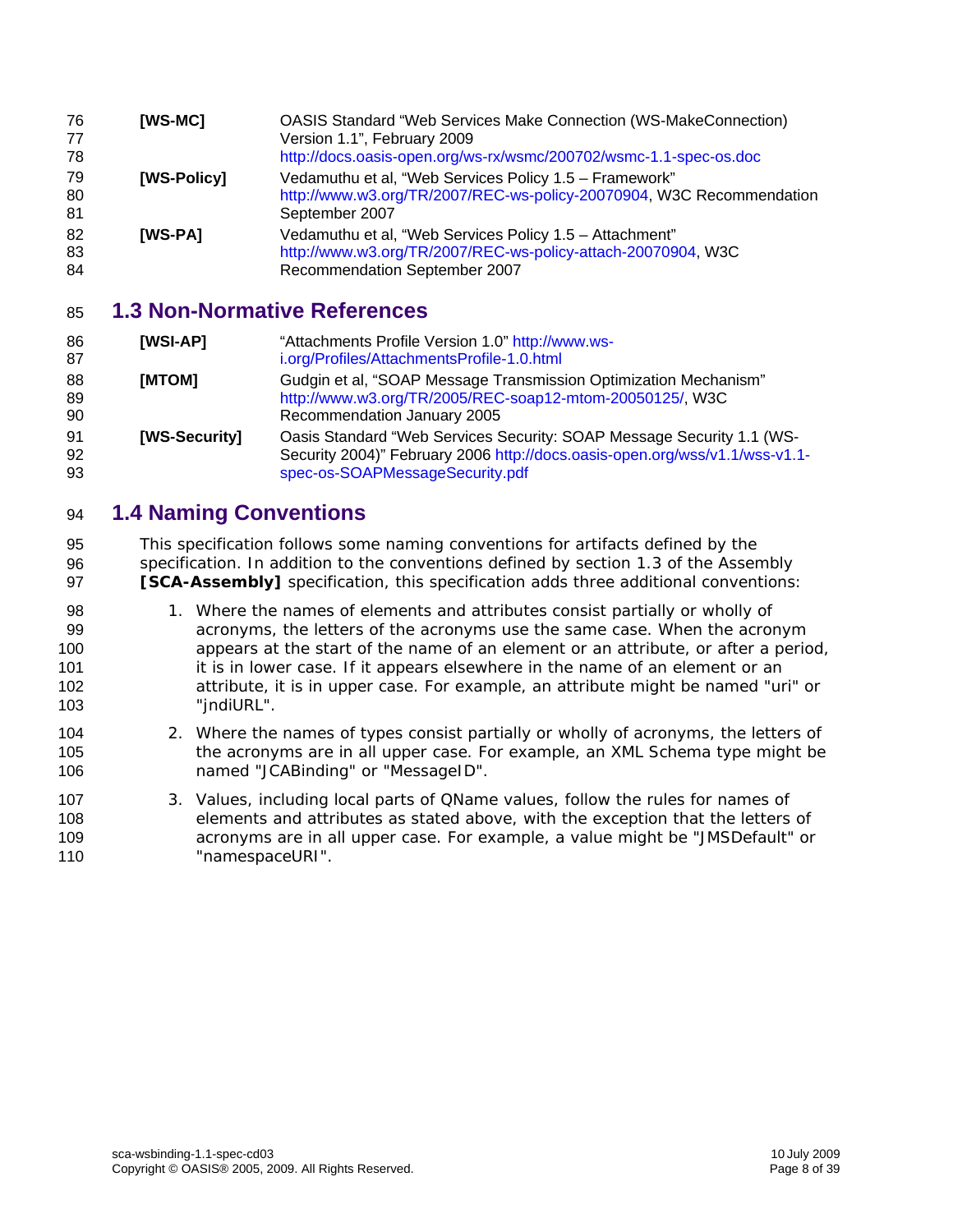| | |
|---|---|
| **[WS-MC]** | OASIS Standard "Web Services Make Connection (WS-MakeConnection) Version 1.1", February 2009 http://docs.oasis-open.org/ws-rx/wsmc/200702/wsmc-1.1-spec-os.doc |
| **[WS-Policy]** | Vedamuthu et al, "Web Services Policy 1.5 – Framework" http://www.w3.org/TR/2007/REC-ws-policy-20070904, W3C Recommendation September 2007 |
| **[WS-PA]** | Vedamuthu et al, "Web Services Policy 1.5 – Attachment" http://www.w3.org/TR/2007/REC-ws-policy-attach-20070904, W3C Recommendation September 2007 |

## 1.3 Non-Normative References

| | |
|---|---|
| **[WSI-AP]** | "Attachments Profile Version 1.0" http://www.ws-i.org/Profiles/AttachmentsProfile-1.0.html |
| **[MTOM]** | Gudgin et al, "SOAP Message Transmission Optimization Mechanism" http://www.w3.org/TR/2005/REC-soap12-mtom-20050125/, W3C Recommendation January 2005 |
| **[WS-Security]** | Oasis Standard "Web Services Security: SOAP Message Security 1.1 (WS-Security 2004)" February 2006 http://docs.oasis-open.org/wss/v1.1/wss-v1.1-spec-os-SOAPMessageSecurity.pdf |

## 1.4 Naming Conventions

This specification follows some naming conventions for artifacts defined by the specification. In addition to the conventions defined by section 1.3 of the Assembly **[SCA-Assembly]** specification, this specification adds three additional conventions:

1. Where the names of elements and attributes consist partially or wholly of acronyms, the letters of the acronyms use the same case. When the acronym appears at the start of the name of an element or an attribute, or after a period, it is in lower case. If it appears elsewhere in the name of an element or an attribute, it is in upper case. For example, an attribute might be named "uri" or "jndiURL".
2. Where the names of types consist partially or wholly of acronyms, the letters of the acronyms are in all upper case. For example, an XML Schema type might be named "JCABinding" or "MessageID".
3. Values, including local parts of QName values, follow the rules for names of elements and attributes as stated above, with the exception that the letters of acronyms are in all upper case. For example, a value might be "JMSDefault" or "namespaceURI".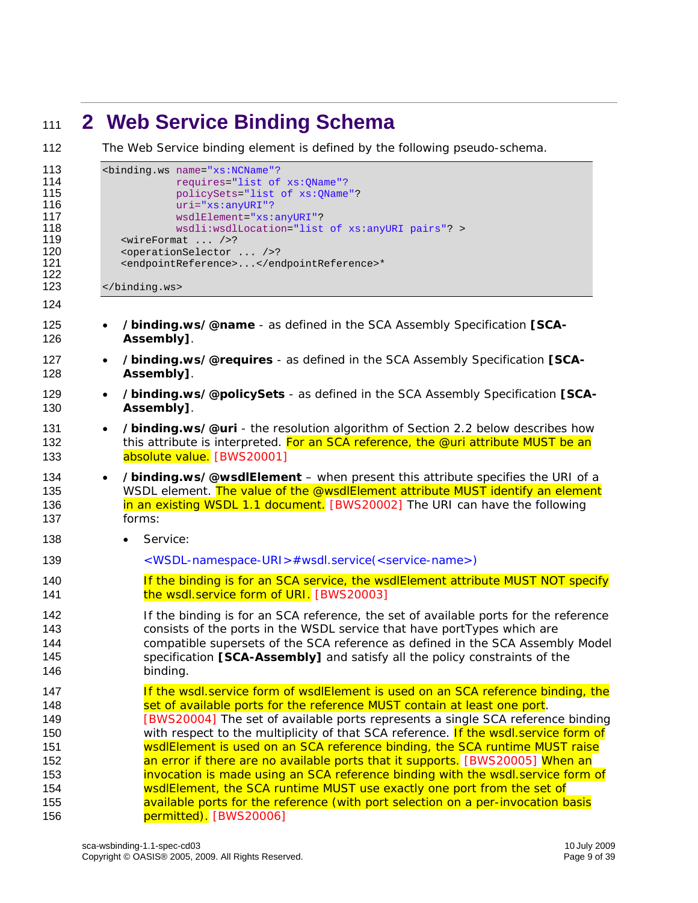# 2 Web Service Binding Schema

The Web Service binding element is defined by the following pseudo-schema.

```
<binding.ws name="xs:NCName"?
            requires="list of xs:QName"?
            policySets="list of xs:QName"?
            uri="xs:anyURI"?
            wsdlElement="xs:anyURI"?
            wsdli:wsdlLocation="list of xs:anyURI pairs"? >
   <wireFormat ... />?
   <operationSelector ... />?
   <endpointReference>...</endpointReference>*

</binding.ws>
```

- **/binding.ws/@name** - as defined in the SCA Assembly Specification **[SCA-Assembly]**.
- **/binding.ws/@requires** - as defined in the SCA Assembly Specification **[SCA-Assembly]**.
- **/binding.ws/@policySets** - as defined in the SCA Assembly Specification **[SCA-Assembly]**.
- **/binding.ws/@uri** - the resolution algorithm of Section 2.2 below describes how this attribute is interpreted. For an SCA reference, the @uri attribute MUST be an absolute value. [BWS20001]
- **/binding.ws/@wsdlElement** – when present this attribute specifies the URI of a WSDL element. The value of the @wsdlElement attribute MUST identify an element in an existing WSDL 1.1 document. [BWS20002] The URI can have the following forms:
  - Service:

    <WSDL-namespace-URI>#wsdl.service(<service-name>)

    If the binding is for an SCA service, the wsdlElement attribute MUST NOT specify the wsdl.service form of URI. [BWS20003]

    If the binding is for an SCA reference, the set of available ports for the reference consists of the ports in the WSDL service that have portTypes which are compatible supersets of the SCA reference as defined in the SCA Assembly Model specification **[SCA-Assembly]** and satisfy all the policy constraints of the binding.

    If the wsdl.service form of wsdlElement is used on an SCA reference binding, the set of available ports for the reference MUST contain at least one port. [BWS20004] The set of available ports represents a single SCA reference binding with respect to the multiplicity of that SCA reference. If the wsdl.service form of wsdlElement is used on an SCA reference binding, the SCA runtime MUST raise an error if there are no available ports that it supports. [BWS20005] When an invocation is made using an SCA reference binding with the wsdl.service form of wsdlElement, the SCA runtime MUST use exactly one port from the set of available ports for the reference (with port selection on a per-invocation basis permitted). [BWS20006]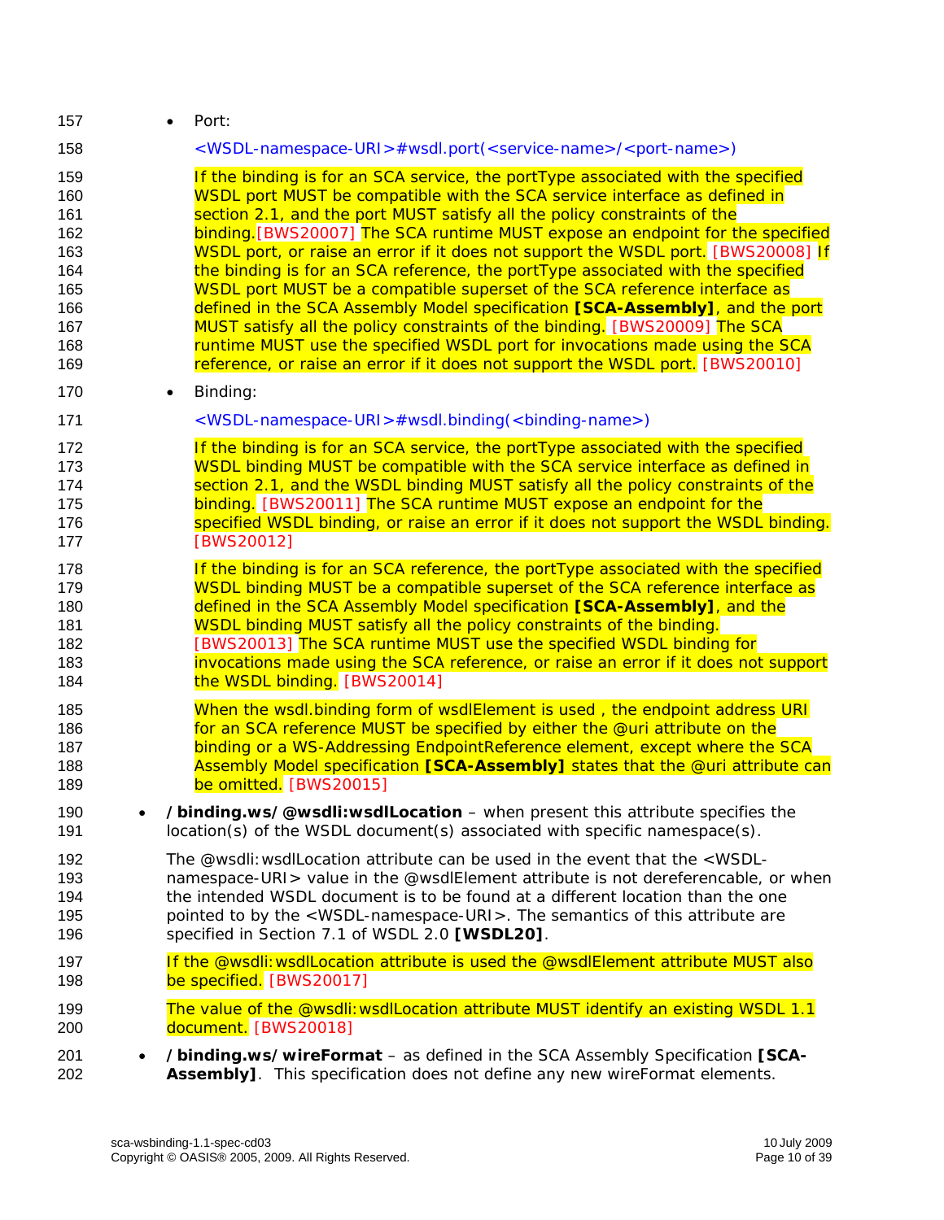- Port:

  <WSDL-namespace-URI>#wsdl.port(<service-name>/<port-name>)

  If the binding is for an SCA service, the portType associated with the specified WSDL port MUST be compatible with the SCA service interface as defined in section 2.1, and the port MUST satisfy all the policy constraints of the binding.[BWS20007] The SCA runtime MUST expose an endpoint for the specified WSDL port, or raise an error if it does not support the WSDL port. [BWS20008] If the binding is for an SCA reference, the portType associated with the specified WSDL port MUST be a compatible superset of the SCA reference interface as defined in the SCA Assembly Model specification **[SCA-Assembly]**, and the port MUST satisfy all the policy constraints of the binding. [BWS20009] The SCA runtime MUST use the specified WSDL port for invocations made using the SCA reference, or raise an error if it does not support the WSDL port. [BWS20010]

- Binding:

  <WSDL-namespace-URI>#wsdl.binding(<binding-name>)

  If the binding is for an SCA service, the portType associated with the specified WSDL binding MUST be compatible with the SCA service interface as defined in section 2.1, and the WSDL binding MUST satisfy all the policy constraints of the binding. [BWS20011] The SCA runtime MUST expose an endpoint for the specified WSDL binding, or raise an error if it does not support the WSDL binding. [BWS20012]

  If the binding is for an SCA reference, the portType associated with the specified WSDL binding MUST be a compatible superset of the SCA reference interface as defined in the SCA Assembly Model specification **[SCA-Assembly]**, and the WSDL binding MUST satisfy all the policy constraints of the binding. [BWS20013] The SCA runtime MUST use the specified WSDL binding for invocations made using the SCA reference, or raise an error if it does not support the WSDL binding. [BWS20014]

  When the wsdl.binding form of wsdlElement is used , the endpoint address URI for an SCA reference MUST be specified by either the @uri attribute on the binding or a WS-Addressing EndpointReference element, except where the SCA Assembly Model specification **[SCA-Assembly]** states that the @uri attribute can be omitted. [BWS20015]

- **/binding.ws/@wsdli:wsdlLocation** – when present this attribute specifies the location(s) of the WSDL document(s) associated with specific namespace(s).

  The @wsdli:wsdlLocation attribute can be used in the event that the <WSDL-namespace-URI> value in the @wsdlElement attribute is not dereferencable, or when the intended WSDL document is to be found at a different location than the one pointed to by the <WSDL-namespace-URI>. The semantics of this attribute are specified in Section 7.1 of WSDL 2.0 **[WSDL20]**.

  If the @wsdli:wsdlLocation attribute is used the @wsdlElement attribute MUST also be specified. [BWS20017]

  The value of the @wsdli:wsdlLocation attribute MUST identify an existing WSDL 1.1 document. [BWS20018]

- **/binding.ws/wireFormat** – as defined in the SCA Assembly Specification **[SCA-Assembly]**. This specification does not define any new wireFormat elements.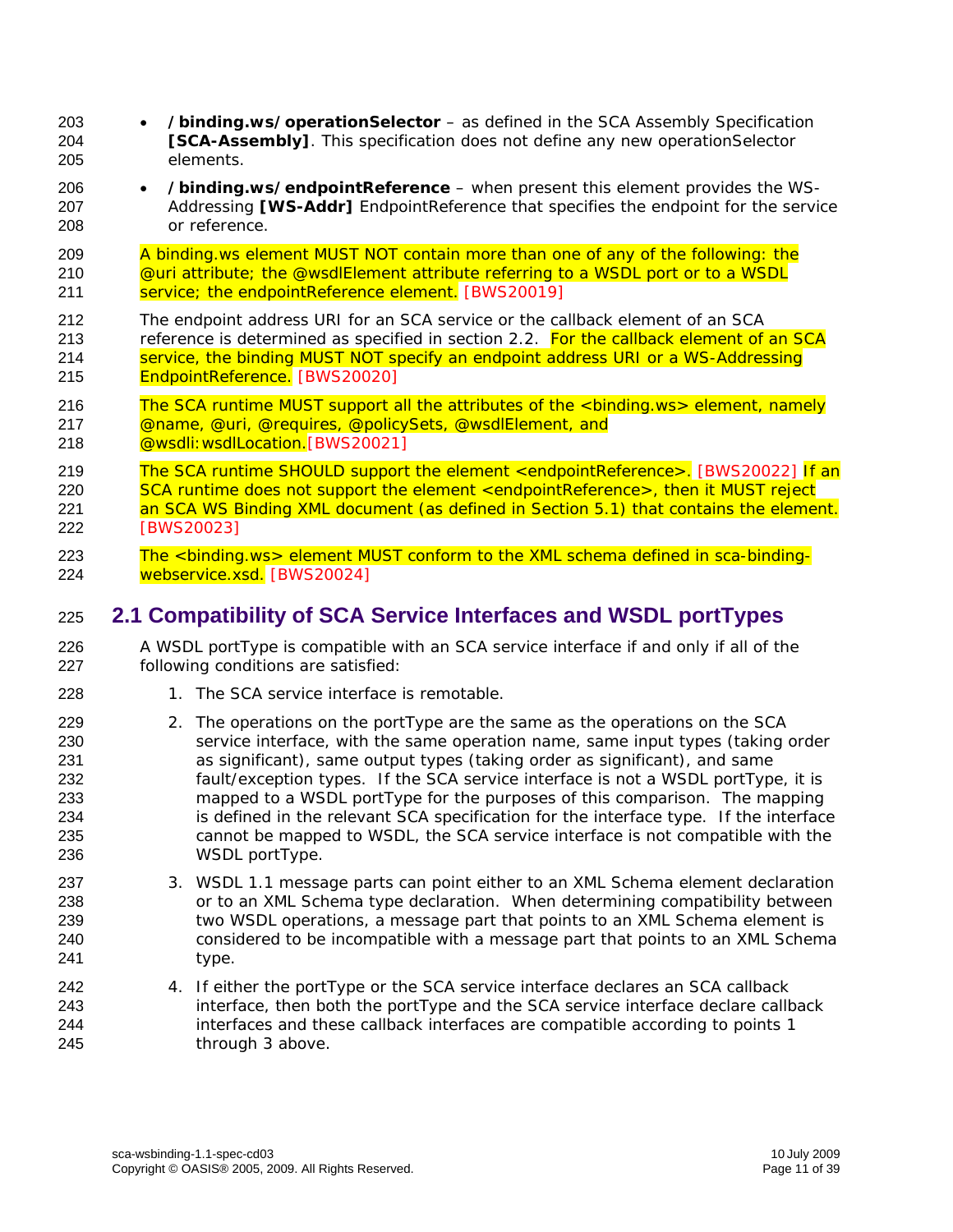- **/binding.ws/operationSelector** – as defined in the SCA Assembly Specification **[SCA-Assembly]**. This specification does not define any new operationSelector elements.
- **/binding.ws/endpointReference** – when present this element provides the WS-Addressing **[WS-Addr]** EndpointReference that specifies the endpoint for the service or reference.

A binding.ws element MUST NOT contain more than one of any of the following: the @uri attribute; the @wsdlElement attribute referring to a WSDL port or to a WSDL service; the endpointReference element. [BWS20019]

The endpoint address URI for an SCA service or the callback element of an SCA reference is determined as specified in section 2.2. For the callback element of an SCA service, the binding MUST NOT specify an endpoint address URI or a WS-Addressing EndpointReference. [BWS20020]

The SCA runtime MUST support all the attributes of the <binding.ws> element, namely @name, @uri, @requires, @policySets, @wsdlElement, and @wsdli:wsdlLocation.[BWS20021]

The SCA runtime SHOULD support the element <endpointReference>. [BWS20022] If an SCA runtime does not support the element <endpointReference>, then it MUST reject an SCA WS Binding XML document (as defined in Section 5.1) that contains the element. [BWS20023]

The <binding.ws> element MUST conform to the XML schema defined in sca-binding-webservice.xsd. [BWS20024]

## 2.1 Compatibility of SCA Service Interfaces and WSDL portTypes

A WSDL portType is compatible with an SCA service interface if and only if all of the following conditions are satisfied:

1. The SCA service interface is remotable.
2. The operations on the portType are the same as the operations on the SCA service interface, with the same operation name, same input types (taking order as significant), same output types (taking order as significant), and same fault/exception types. If the SCA service interface is not a WSDL portType, it is mapped to a WSDL portType for the purposes of this comparison. The mapping is defined in the relevant SCA specification for the interface type. If the interface cannot be mapped to WSDL, the SCA service interface is not compatible with the WSDL portType.
3. WSDL 1.1 message parts can point either to an XML Schema element declaration or to an XML Schema type declaration. When determining compatibility between two WSDL operations, a message part that points to an XML Schema element is considered to be incompatible with a message part that points to an XML Schema type.
4. If either the portType or the SCA service interface declares an SCA callback interface, then both the portType and the SCA service interface declare callback interfaces and these callback interfaces are compatible according to points 1 through 3 above.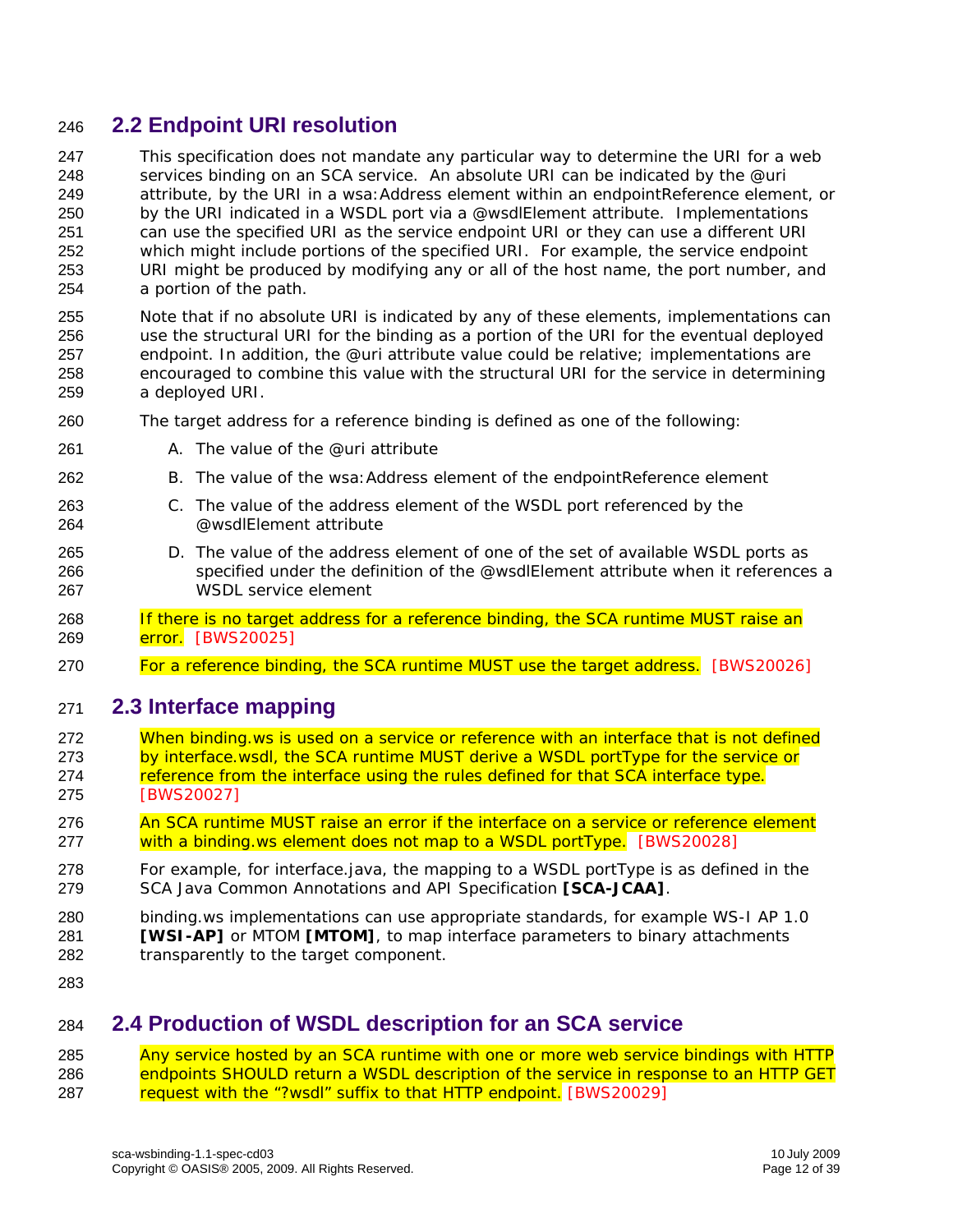## 2.2 Endpoint URI resolution

This specification does not mandate any particular way to determine the URI for a web services binding on an SCA service. An absolute URI can be indicated by the @uri attribute, by the URI in a wsa:Address element within an endpointReference element, or by the URI indicated in a WSDL port via a @wsdlElement attribute. Implementations can use the specified URI as the service endpoint URI or they can use a different URI which might include portions of the specified URI. For example, the service endpoint URI might be produced by modifying any or all of the host name, the port number, and a portion of the path.

Note that if no absolute URI is indicated by any of these elements, implementations can use the structural URI for the binding as a portion of the URI for the eventual deployed endpoint. In addition, the @uri attribute value could be relative; implementations are encouraged to combine this value with the structural URI for the service in determining a deployed URI.

The target address for a reference binding is defined as one of the following:

A. The value of the @uri attribute

B. The value of the wsa:Address element of the endpointReference element

C. The value of the address element of the WSDL port referenced by the @wsdlElement attribute

D. The value of the address element of one of the set of available WSDL ports as specified under the definition of the @wsdlElement attribute when it references a WSDL service element

If there is no target address for a reference binding, the SCA runtime MUST raise an error. [BWS20025]

For a reference binding, the SCA runtime MUST use the target address. [BWS20026]

## 2.3 Interface mapping

When binding.ws is used on a service or reference with an interface that is not defined by interface.wsdl, the SCA runtime MUST derive a WSDL portType for the service or reference from the interface using the rules defined for that SCA interface type. [BWS20027]

An SCA runtime MUST raise an error if the interface on a service or reference element with a binding.ws element does not map to a WSDL portType. [BWS20028]

For example, for interface.java, the mapping to a WSDL portType is as defined in the SCA Java Common Annotations and API Specification **[SCA-JCAA]**.

binding.ws implementations can use appropriate standards, for example WS-I AP 1.0 **[WSI-AP]** or MTOM **[MTOM]**, to map interface parameters to binary attachments transparently to the target component.

## 2.4 Production of WSDL description for an SCA service

Any service hosted by an SCA runtime with one or more web service bindings with HTTP endpoints SHOULD return a WSDL description of the service in response to an HTTP GET request with the "?wsdl" suffix to that HTTP endpoint. [BWS20029]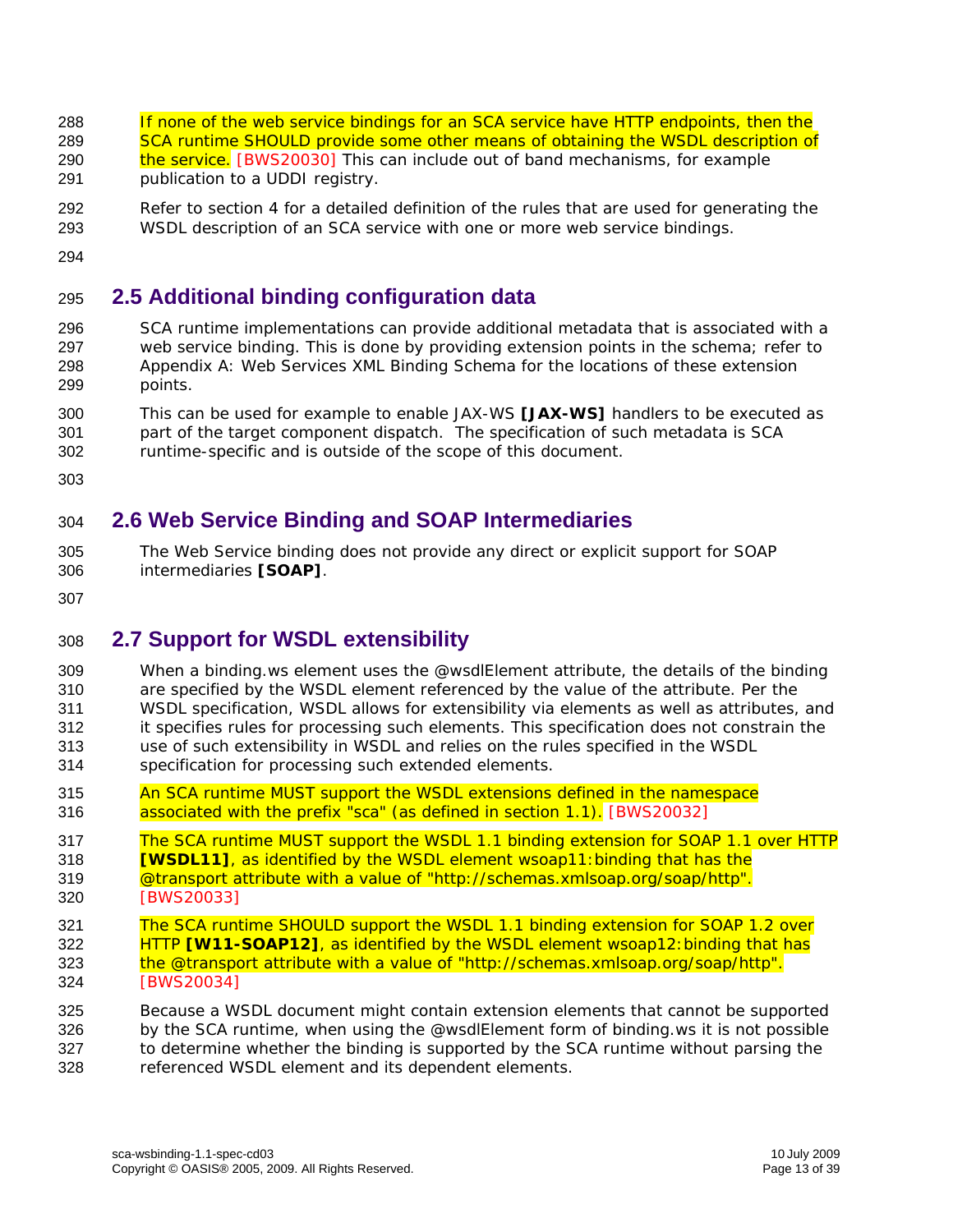If none of the web service bindings for an SCA service have HTTP endpoints, then the SCA runtime SHOULD provide some other means of obtaining the WSDL description of the service. [BWS20030] This can include out of band mechanisms, for example publication to a UDDI registry.

Refer to section 4 for a detailed definition of the rules that are used for generating the WSDL description of an SCA service with one or more web service bindings.

## 2.5 Additional binding configuration data

SCA runtime implementations can provide additional metadata that is associated with a web service binding. This is done by providing extension points in the schema; refer to Appendix A: Web Services XML Binding Schema for the locations of these extension points.

This can be used for example to enable JAX-WS **[JAX-WS]** handlers to be executed as part of the target component dispatch. The specification of such metadata is SCA runtime-specific and is outside of the scope of this document.

## 2.6 Web Service Binding and SOAP Intermediaries

The Web Service binding does not provide any direct or explicit support for SOAP intermediaries **[SOAP]**.

## 2.7 Support for WSDL extensibility

When a binding.ws element uses the @wsdlElement attribute, the details of the binding are specified by the WSDL element referenced by the value of the attribute. Per the WSDL specification, WSDL allows for extensibility via elements as well as attributes, and it specifies rules for processing such elements. This specification does not constrain the use of such extensibility in WSDL and relies on the rules specified in the WSDL specification for processing such extended elements.

An SCA runtime MUST support the WSDL extensions defined in the namespace associated with the prefix "sca" (as defined in section 1.1). [BWS20032]

The SCA runtime MUST support the WSDL 1.1 binding extension for SOAP 1.1 over HTTP **[WSDL11]**, as identified by the WSDL element wsoap11:binding that has the @transport attribute with a value of "http://schemas.xmlsoap.org/soap/http". [BWS20033]

The SCA runtime SHOULD support the WSDL 1.1 binding extension for SOAP 1.2 over HTTP **[W11-SOAP12]**, as identified by the WSDL element wsoap12:binding that has the @transport attribute with a value of "http://schemas.xmlsoap.org/soap/http". [BWS20034]

Because a WSDL document might contain extension elements that cannot be supported by the SCA runtime, when using the @wsdlElement form of binding.ws it is not possible to determine whether the binding is supported by the SCA runtime without parsing the referenced WSDL element and its dependent elements.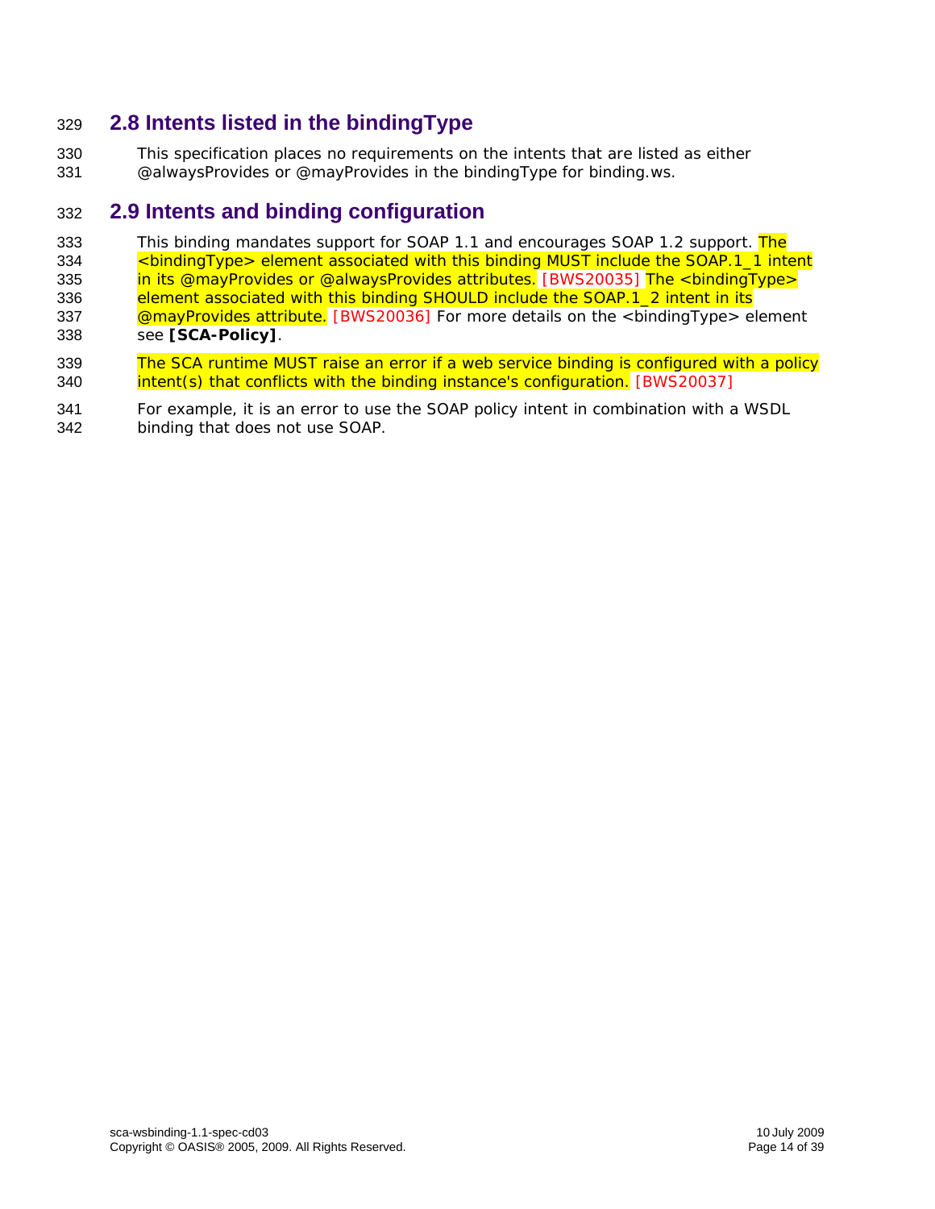## 2.8 Intents listed in the bindingType

This specification places no requirements on the intents that are listed as either @alwaysProvides or @mayProvides in the bindingType for binding.ws.

## 2.9 Intents and binding configuration

This binding mandates support for SOAP 1.1 and encourages SOAP 1.2 support. The <bindingType> element associated with this binding MUST include the SOAP.1_1 intent in its @mayProvides or @alwaysProvides attributes. [BWS20035] The <bindingType> element associated with this binding SHOULD include the SOAP.1_2 intent in its @mayProvides attribute. [BWS20036] For more details on the <bindingType> element see **[SCA-Policy]**.

The SCA runtime MUST raise an error if a web service binding is configured with a policy intent(s) that conflicts with the binding instance's configuration. [BWS20037]

For example, it is an error to use the SOAP policy intent in combination with a WSDL binding that does not use SOAP.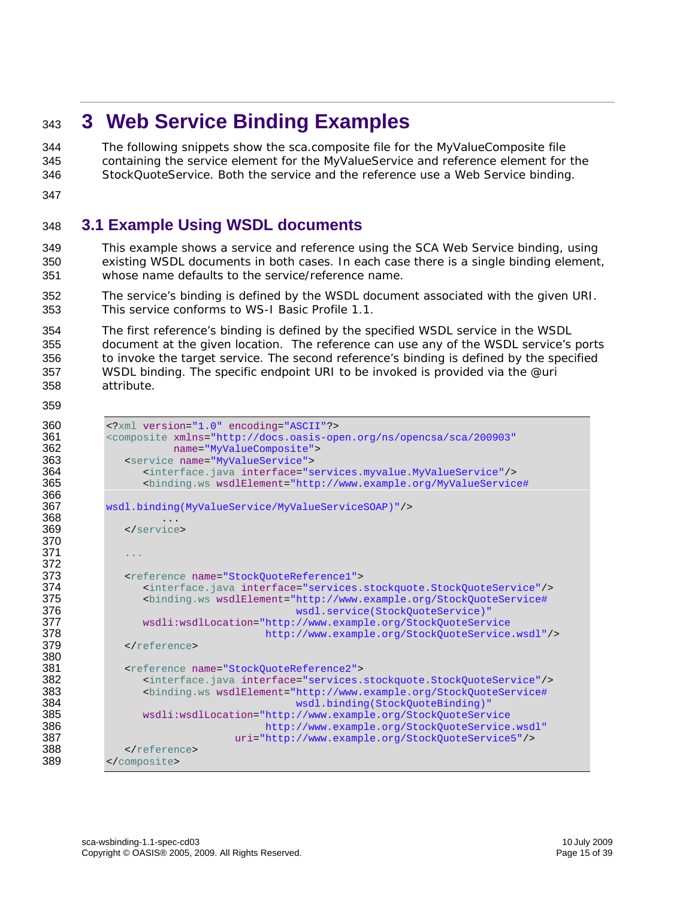# 3 Web Service Binding Examples

The following snippets show the sca.composite file for the MyValueComposite file containing the service element for the MyValueService and reference element for the StockQuoteService. Both the service and the reference use a Web Service binding.

## 3.1 Example Using WSDL documents

This example shows a service and reference using the SCA Web Service binding, using existing WSDL documents in both cases. In each case there is a single binding element, whose name defaults to the service/reference name.

The service's binding is defined by the WSDL document associated with the given URI. This service conforms to WS-I Basic Profile 1.1.

The first reference's binding is defined by the specified WSDL service in the WSDL document at the given location. The reference can use any of the WSDL service's ports to invoke the target service. The second reference's binding is defined by the specified WSDL binding. The specific endpoint URI to be invoked is provided via the @uri attribute.

```
<?xml version="1.0" encoding="ASCII"?>
<composite xmlns="http://docs.oasis-open.org/ns/opencsa/sca/200903"
           name="MyValueComposite">
   <service name="MyValueService">
      <interface.java interface="services.myvalue.MyValueService"/>
      <binding.ws wsdlElement="http://www.example.org/MyValueService#

wsdl.binding(MyValueService/MyValueServiceSOAP)"/>
        ...
   </service>

   ...

   <reference name="StockQuoteReference1">
      <interface.java interface="services.stockquote.StockQuoteService"/>
      <binding.ws wsdlElement="http://www.example.org/StockQuoteService#
                              wsdl.service(StockQuoteService)"
      wsdli:wsdlLocation="http://www.example.org/StockQuoteService
                         http://www.example.org/StockQuoteService.wsdl"/>
   </reference>

   <reference name="StockQuoteReference2">
      <interface.java interface="services.stockquote.StockQuoteService"/>
      <binding.ws wsdlElement="http://www.example.org/StockQuoteService#
                              wsdl.binding(StockQuoteBinding)"
      wsdli:wsdlLocation="http://www.example.org/StockQuoteService
                         http://www.example.org/StockQuoteService.wsdl"
                    uri="http://www.example.org/StockQuoteService5"/>
   </reference>
</composite>
```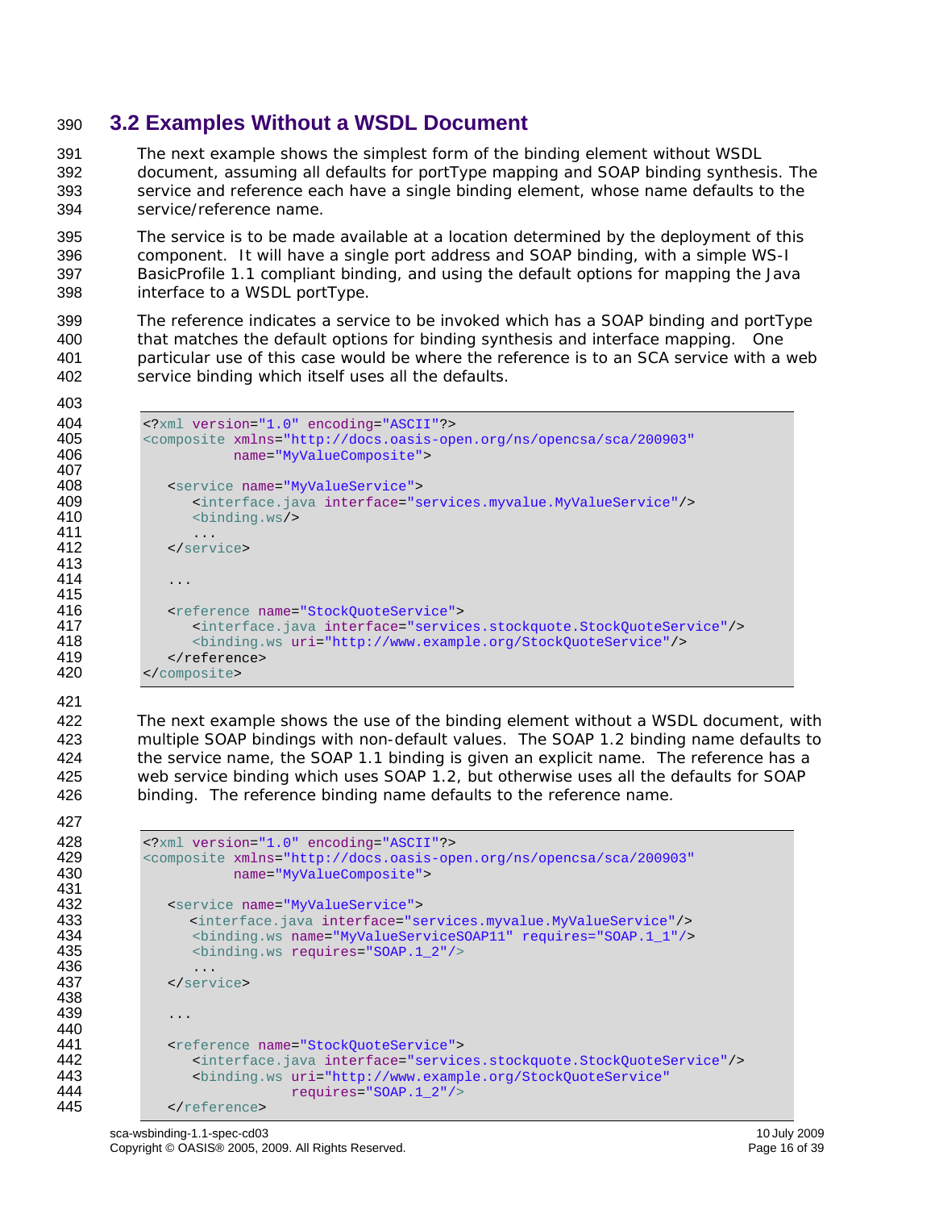## 3.2 Examples Without a WSDL Document

The next example shows the simplest form of the binding element without WSDL document, assuming all defaults for portType mapping and SOAP binding synthesis. The service and reference each have a single binding element, whose name defaults to the service/reference name.

The service is to be made available at a location determined by the deployment of this component. It will have a single port address and SOAP binding, with a simple WS-I BasicProfile 1.1 compliant binding, and using the default options for mapping the Java interface to a WSDL portType.

The reference indicates a service to be invoked which has a SOAP binding and portType that matches the default options for binding synthesis and interface mapping. One particular use of this case would be where the reference is to an SCA service with a web service binding which itself uses all the defaults.

```
<?xml version="1.0" encoding="ASCII"?>
<composite xmlns="http://docs.oasis-open.org/ns/opencsa/sca/200903"
           name="MyValueComposite">

   <service name="MyValueService">
      <interface.java interface="services.myvalue.MyValueService"/>
      <binding.ws/>
      ...
   </service>

   ...

   <reference name="StockQuoteService">
      <interface.java interface="services.stockquote.StockQuoteService"/>
      <binding.ws uri="http://www.example.org/StockQuoteService"/>
   </reference>
</composite>
```

The next example shows the use of the binding element without a WSDL document, with multiple SOAP bindings with non-default values. The SOAP 1.2 binding name defaults to the service name, the SOAP 1.1 binding is given an explicit name. The reference has a web service binding which uses SOAP 1.2, but otherwise uses all the defaults for SOAP binding. The reference binding name defaults to the reference name.

```
<?xml version="1.0" encoding="ASCII"?>
<composite xmlns="http://docs.oasis-open.org/ns/opencsa/sca/200903"
           name="MyValueComposite">

   <service name="MyValueService">
     <interface.java interface="services.myvalue.MyValueService"/>
      <binding.ws name="MyValueServiceSOAP11" requires="SOAP.1_1"/>
      <binding.ws requires="SOAP.1_2"/>
      ...
   </service>

   ...

   <reference name="StockQuoteService">
      <interface.java interface="services.stockquote.StockQuoteService"/>
      <binding.ws uri="http://www.example.org/StockQuoteService"
                  requires="SOAP.1_2"/>
   </reference>
```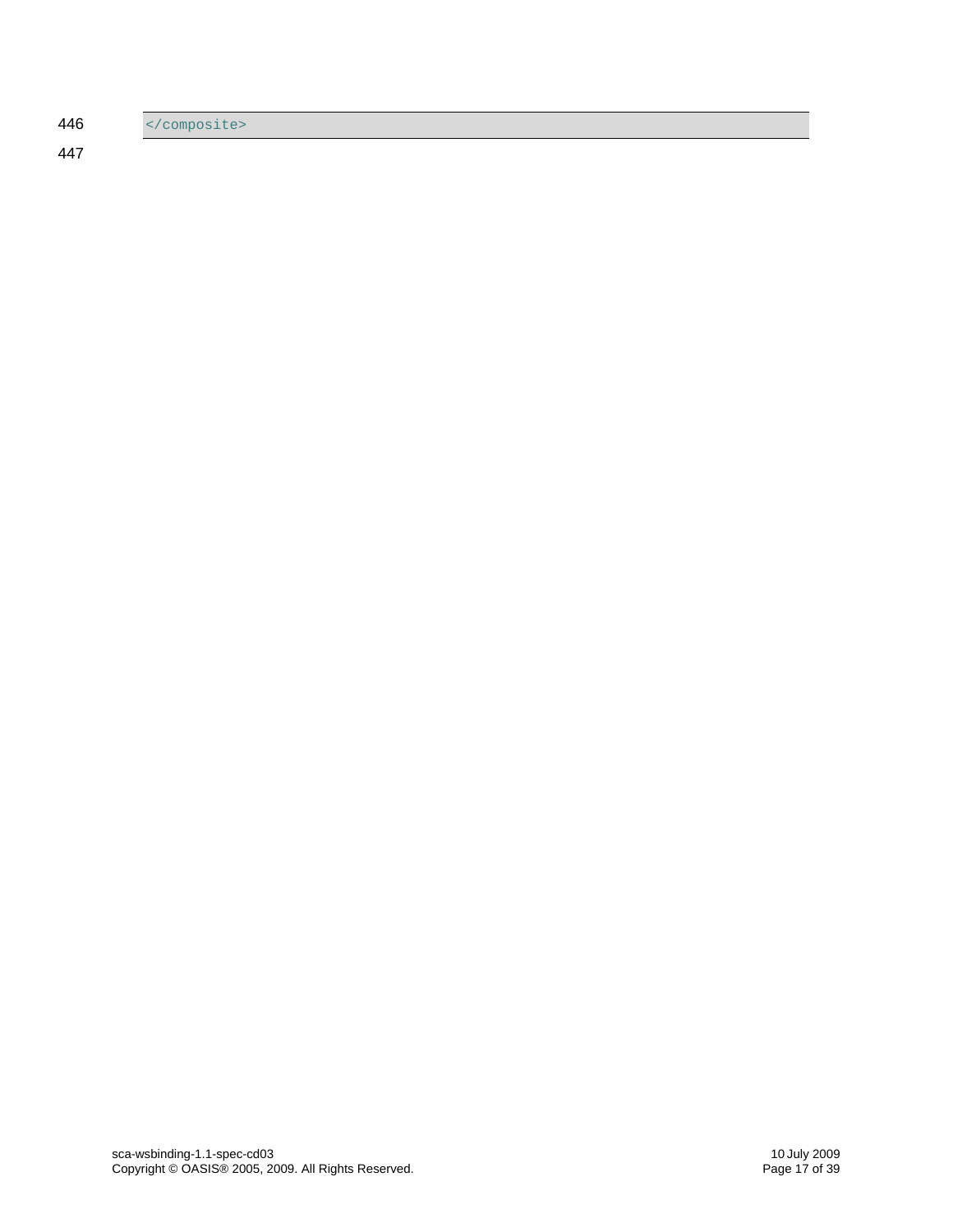```
</composite>
```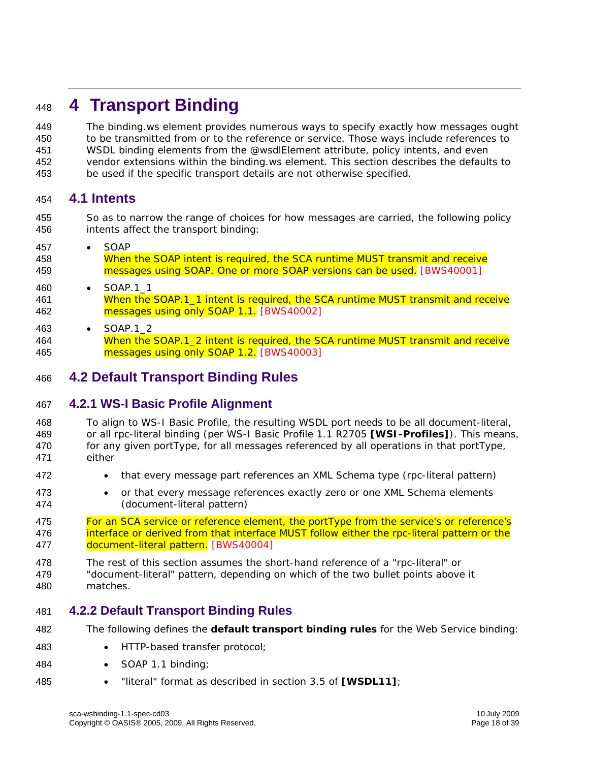# 4 Transport Binding

The binding.ws element provides numerous ways to specify exactly how messages ought to be transmitted from or to the reference or service. Those ways include references to WSDL binding elements from the @wsdlElement attribute, policy intents, and even vendor extensions within the binding.ws element. This section describes the defaults to be used if the specific transport details are not otherwise specified.

## 4.1 Intents

So as to narrow the range of choices for how messages are carried, the following policy intents affect the transport binding:

- SOAP
  When the SOAP intent is required, the SCA runtime MUST transmit and receive messages using SOAP. One or more SOAP versions can be used. [BWS40001]
- SOAP.1_1
  When the SOAP.1_1 intent is required, the SCA runtime MUST transmit and receive messages using only SOAP 1.1. [BWS40002]
- SOAP.1_2
  When the SOAP.1_2 intent is required, the SCA runtime MUST transmit and receive messages using only SOAP 1.2. [BWS40003]

## 4.2 Default Transport Binding Rules

### 4.2.1 WS-I Basic Profile Alignment

To align to WS-I Basic Profile, the resulting WSDL port needs to be all document-literal, or all rpc-literal binding (per WS-I Basic Profile 1.1 R2705 **[WSI-Profiles]**). This means, for any given portType, for all messages referenced by all operations in that portType, either

- that every message part references an XML Schema type (rpc-literal pattern)
- or that every message references exactly zero or one XML Schema elements (document-literal pattern)

For an SCA service or reference element, the portType from the service's or reference's interface or derived from that interface MUST follow either the rpc-literal pattern or the document-literal pattern. [BWS40004]

The rest of this section assumes the short-hand reference of a "rpc-literal" or "document-literal" pattern, depending on which of the two bullet points above it matches.

### 4.2.2 Default Transport Binding Rules

The following defines the **default transport binding rules** for the Web Service binding:

- HTTP-based transfer protocol;
- SOAP 1.1 binding;
- "literal" format as described in section 3.5 of **[WSDL11]**;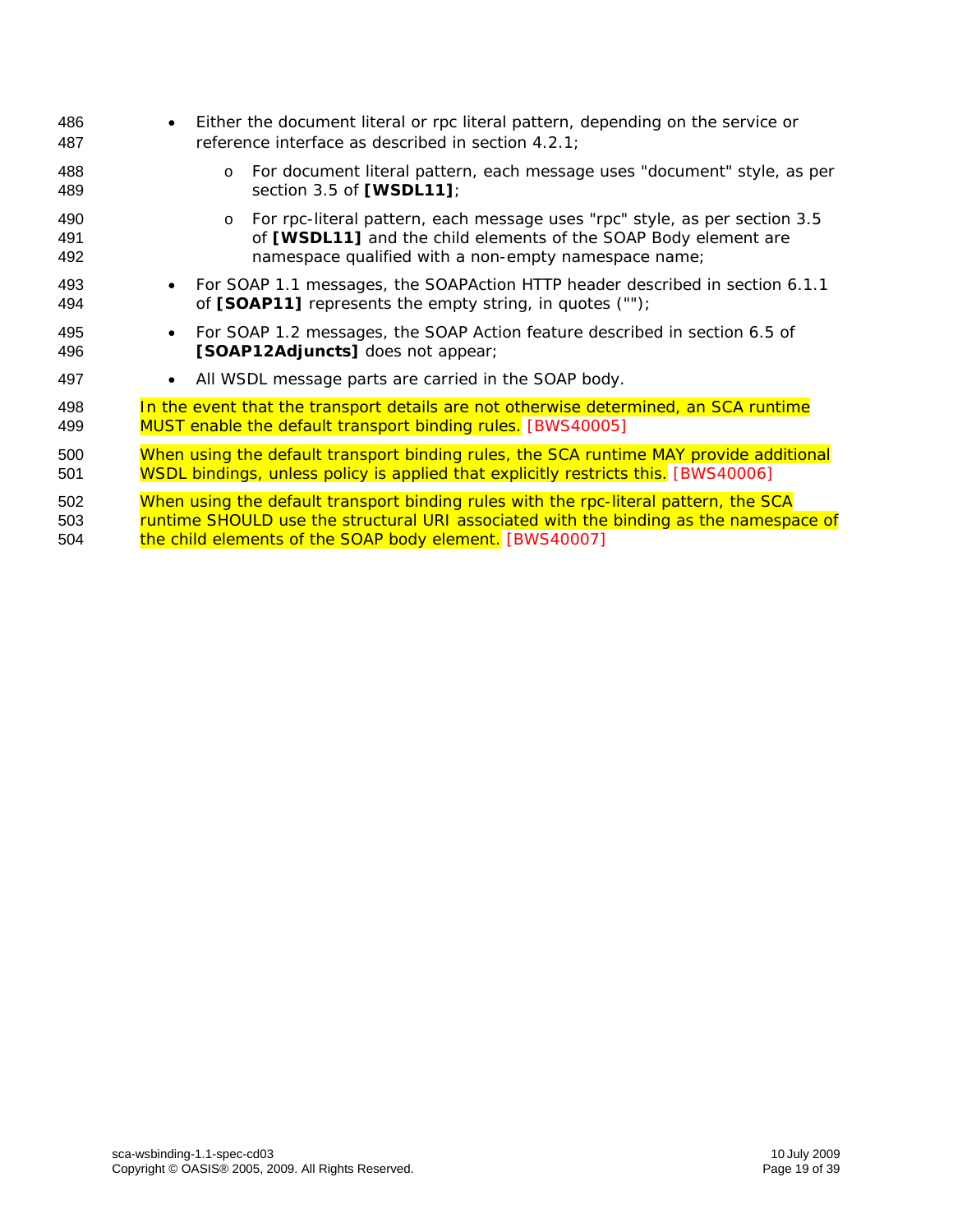- Either the document literal or rpc literal pattern, depending on the service or reference interface as described in section 4.2.1;
  - For document literal pattern, each message uses "document" style, as per section 3.5 of **[WSDL11]**;
  - For rpc-literal pattern, each message uses "rpc" style, as per section 3.5 of **[WSDL11]** and the child elements of the SOAP Body element are namespace qualified with a non-empty namespace name;
- For SOAP 1.1 messages, the SOAPAction HTTP header described in section 6.1.1 of **[SOAP11]** represents the empty string, in quotes ("");
- For SOAP 1.2 messages, the SOAP Action feature described in section 6.5 of **[SOAP12Adjuncts]** does not appear;
- All WSDL message parts are carried in the SOAP body.

In the event that the transport details are not otherwise determined, an SCA runtime MUST enable the default transport binding rules. [BWS40005]

When using the default transport binding rules, the SCA runtime MAY provide additional WSDL bindings, unless policy is applied that explicitly restricts this. [BWS40006]

When using the default transport binding rules with the rpc-literal pattern, the SCA runtime SHOULD use the structural URI associated with the binding as the namespace of the child elements of the SOAP body element. [BWS40007]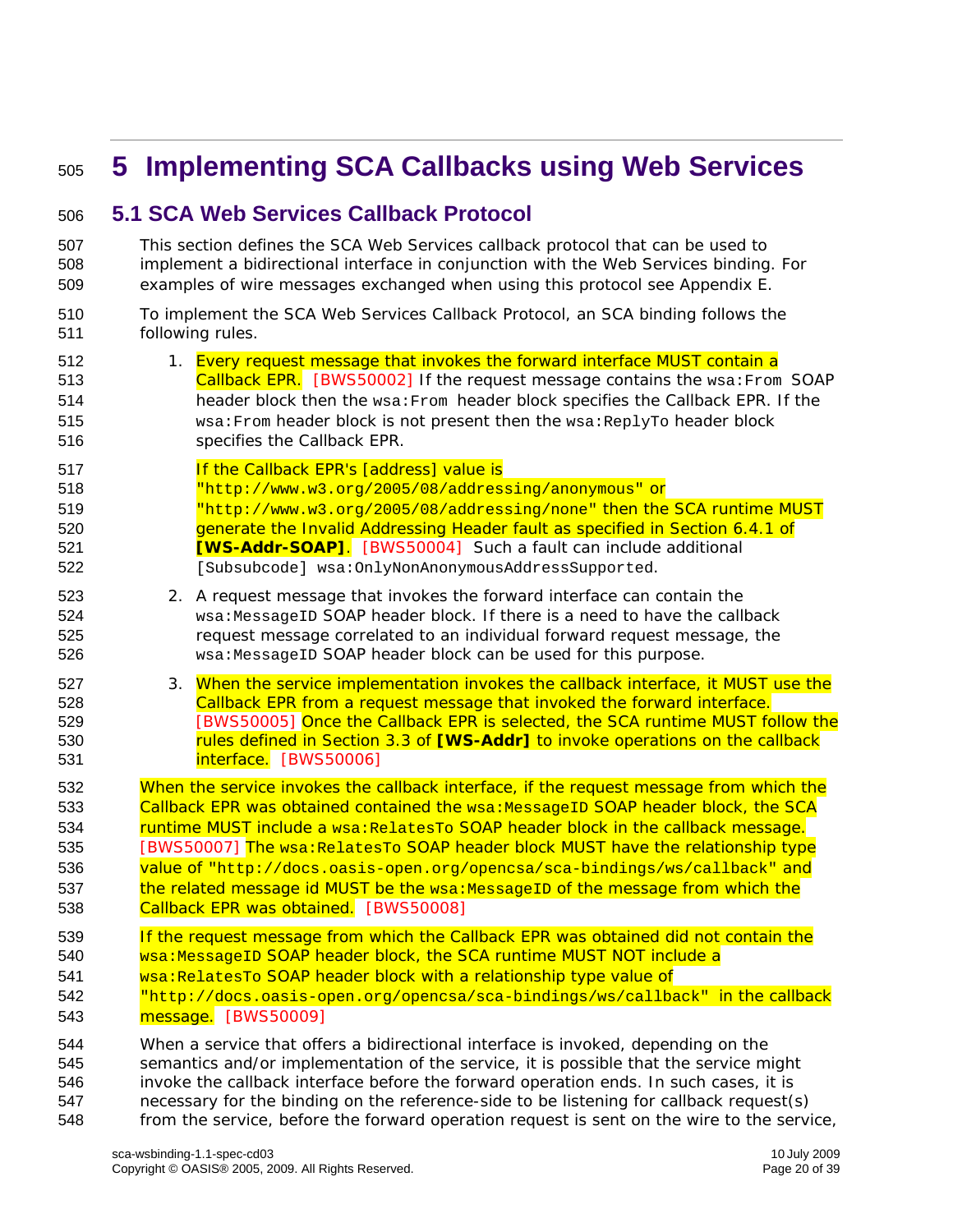# 5 Implementing SCA Callbacks using Web Services

## 5.1 SCA Web Services Callback Protocol

This section defines the SCA Web Services callback protocol that can be used to implement a bidirectional interface in conjunction with the Web Services binding. For examples of wire messages exchanged when using this protocol see Appendix E.

To implement the SCA Web Services Callback Protocol, an SCA binding follows the following rules.

1. Every request message that invokes the forward interface MUST contain a Callback EPR. [BWS50002] If the request message contains the `wsa:From` SOAP header block then the `wsa:From` header block specifies the Callback EPR. If the `wsa:From` header block is not present then the `wsa:ReplyTo` header block specifies the Callback EPR.

   If the Callback EPR's [address] value is "`http://www.w3.org/2005/08/addressing/anonymous`" or "`http://www.w3.org/2005/08/addressing/none`" then the SCA runtime MUST generate the Invalid Addressing Header fault as specified in Section 6.4.1 of **[WS-Addr-SOAP]**. [BWS50004] Such a fault can include additional `[Subsubcode] wsa:OnlyNonAnonymousAddressSupported`.

2. A request message that invokes the forward interface can contain the `wsa:MessageID` SOAP header block. If there is a need to have the callback request message correlated to an individual forward request message, the `wsa:MessageID` SOAP header block can be used for this purpose.

3. When the service implementation invokes the callback interface, it MUST use the Callback EPR from a request message that invoked the forward interface. [BWS50005] Once the Callback EPR is selected, the SCA runtime MUST follow the rules defined in Section 3.3 of **[WS-Addr]** to invoke operations on the callback interface. [BWS50006]

When the service invokes the callback interface, if the request message from which the Callback EPR was obtained contained the `wsa:MessageID` SOAP header block, the SCA runtime MUST include a `wsa:RelatesTo` SOAP header block in the callback message. [BWS50007] The `wsa:RelatesTo` SOAP header block MUST have the relationship type value of "`http://docs.oasis-open.org/opencsa/sca-bindings/ws/callback`" and the related message id MUST be the `wsa:MessageID` of the message from which the Callback EPR was obtained. [BWS50008]

If the request message from which the Callback EPR was obtained did not contain the `wsa:MessageID` SOAP header block, the SCA runtime MUST NOT include a `wsa:RelatesTo` SOAP header block with a relationship type value of "`http://docs.oasis-open.org/opencsa/sca-bindings/ws/callback`" in the callback message. [BWS50009]

When a service that offers a bidirectional interface is invoked, depending on the semantics and/or implementation of the service, it is possible that the service might invoke the callback interface before the forward operation ends. In such cases, it is necessary for the binding on the reference-side to be listening for callback request(s) from the service, before the forward operation request is sent on the wire to the service,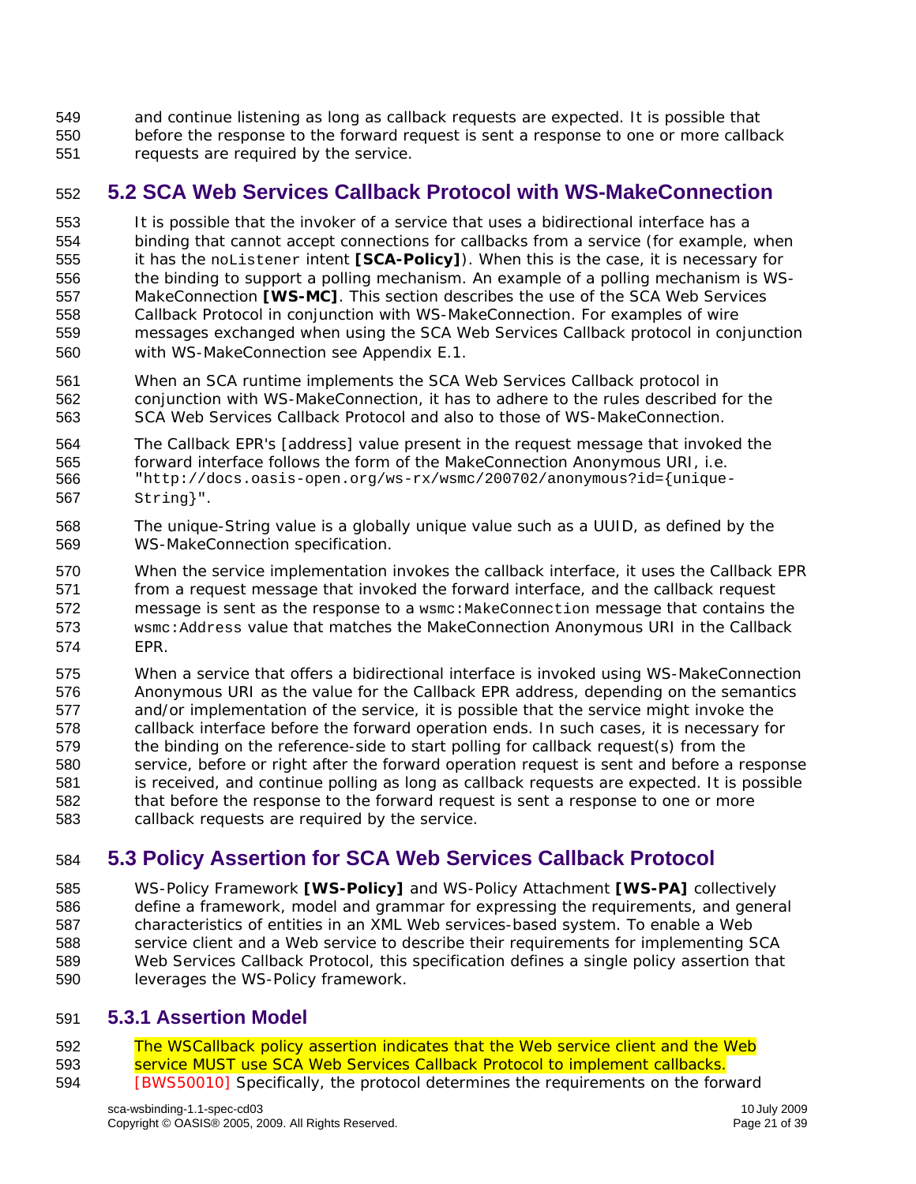and continue listening as long as callback requests are expected. It is possible that before the response to the forward request is sent a response to one or more callback requests are required by the service.

## 5.2 SCA Web Services Callback Protocol with WS-MakeConnection

It is possible that the invoker of a service that uses a bidirectional interface has a binding that cannot accept connections for callbacks from a service (for example, when it has the `noListener` intent **[SCA-Policy]**). When this is the case, it is necessary for the binding to support a polling mechanism. An example of a polling mechanism is WS-MakeConnection **[WS-MC]**. This section describes the use of the SCA Web Services Callback Protocol in conjunction with WS-MakeConnection. For examples of wire messages exchanged when using the SCA Web Services Callback protocol in conjunction with WS-MakeConnection see Appendix E.1.

When an SCA runtime implements the SCA Web Services Callback protocol in conjunction with WS-MakeConnection, it has to adhere to the rules described for the SCA Web Services Callback Protocol and also to those of WS-MakeConnection.

The Callback EPR's [address] value present in the request message that invoked the forward interface follows the form of the MakeConnection Anonymous URI, i.e. `"http://docs.oasis-open.org/ws-rx/wsmc/200702/anonymous?id={unique-String}"`.

The unique-String value is a globally unique value such as a UUID, as defined by the WS-MakeConnection specification.

When the service implementation invokes the callback interface, it uses the Callback EPR from a request message that invoked the forward interface, and the callback request message is sent as the response to a `wsmc:MakeConnection` message that contains the `wsmc:Address` value that matches the MakeConnection Anonymous URI in the Callback EPR.

When a service that offers a bidirectional interface is invoked using WS-MakeConnection Anonymous URI as the value for the Callback EPR address, depending on the semantics and/or implementation of the service, it is possible that the service might invoke the callback interface before the forward operation ends. In such cases, it is necessary for the binding on the reference-side to start polling for callback request(s) from the service, before or right after the forward operation request is sent and before a response is received, and continue polling as long as callback requests are expected. It is possible that before the response to the forward request is sent a response to one or more callback requests are required by the service.

## 5.3 Policy Assertion for SCA Web Services Callback Protocol

WS-Policy Framework **[WS-Policy]** and WS-Policy Attachment **[WS-PA]** collectively define a framework, model and grammar for expressing the requirements, and general characteristics of entities in an XML Web services-based system. To enable a Web service client and a Web service to describe their requirements for implementing SCA Web Services Callback Protocol, this specification defines a single policy assertion that leverages the WS-Policy framework.

### 5.3.1 Assertion Model

The WSCallback policy assertion indicates that the Web service client and the Web service MUST use SCA Web Services Callback Protocol to implement callbacks. [BWS50010] Specifically, the protocol determines the requirements on the forward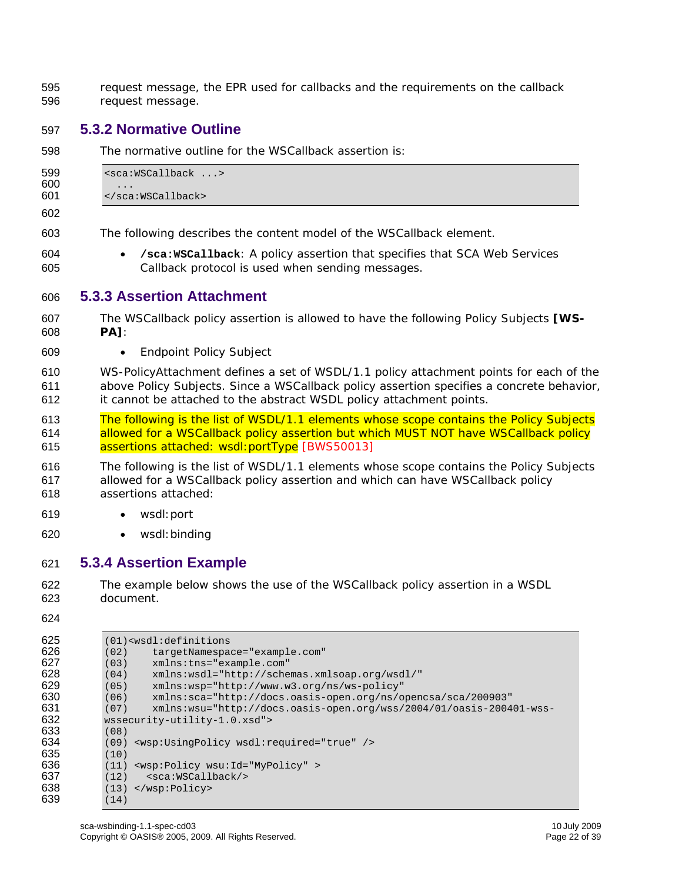request message, the EPR used for callbacks and the requirements on the callback request message.

### 5.3.2 Normative Outline

The normative outline for the WSCallback assertion is:

```
<sca:WSCallback ...>
  ...
</sca:WSCallback>
```

The following describes the content model of the WSCallback element.

- **/sca:WSCallback**: A policy assertion that specifies that SCA Web Services Callback protocol is used when sending messages.

### 5.3.3 Assertion Attachment

The WSCallback policy assertion is allowed to have the following Policy Subjects **[WS-PA]**:

- Endpoint Policy Subject

WS-PolicyAttachment defines a set of WSDL/1.1 policy attachment points for each of the above Policy Subjects. Since a WSCallback policy assertion specifies a concrete behavior, it cannot be attached to the abstract WSDL policy attachment points.

The following is the list of WSDL/1.1 elements whose scope contains the Policy Subjects allowed for a WSCallback policy assertion but which MUST NOT have WSCallback policy assertions attached: wsdl:portType [BWS50013]

The following is the list of WSDL/1.1 elements whose scope contains the Policy Subjects allowed for a WSCallback policy assertion and which can have WSCallback policy assertions attached:

- wsdl:port
- wsdl:binding

### 5.3.4 Assertion Example

The example below shows the use of the WSCallback policy assertion in a WSDL document.

```
(01)<wsdl:definitions
(02)    targetNamespace="example.com"
(03)    xmlns:tns="example.com"
(04)    xmlns:wsdl="http://schemas.xmlsoap.org/wsdl/"
(05)    xmlns:wsp="http://www.w3.org/ns/ws-policy"
(06)    xmlns:sca="http://docs.oasis-open.org/ns/opencsa/sca/200903"
(07)    xmlns:wsu="http://docs.oasis-open.org/wss/2004/01/oasis-200401-wss-
wssecurity-utility-1.0.xsd">
(08)
(09) <wsp:UsingPolicy wsdl:required="true" />
(10)
(11) <wsp:Policy wsu:Id="MyPolicy" >
(12)   <sca:WSCallback/>
(13) </wsp:Policy>
(14)
```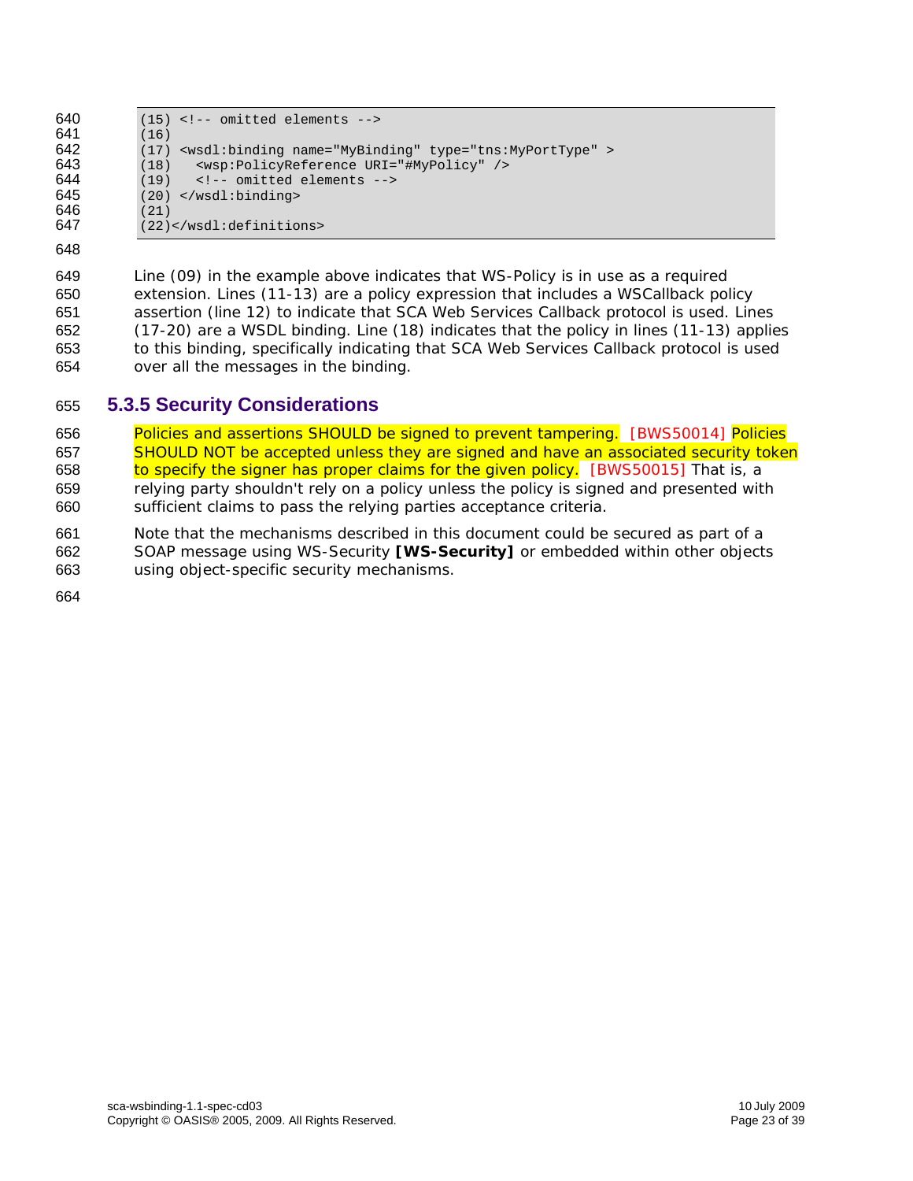```
(15) <!-- omitted elements -->
(16)
(17) <wsdl:binding name="MyBinding" type="tns:MyPortType" >
(18)   <wsp:PolicyReference URI="#MyPolicy" />
(19)   <!-- omitted elements -->
(20) </wsdl:binding>
(21)
(22)</wsdl:definitions>
```

Line (09) in the example above indicates that WS-Policy is in use as a required extension. Lines (11-13) are a policy expression that includes a WSCallback policy assertion (line 12) to indicate that SCA Web Services Callback protocol is used. Lines (17-20) are a WSDL binding. Line (18) indicates that the policy in lines (11-13) applies to this binding, specifically indicating that SCA Web Services Callback protocol is used over all the messages in the binding.

### 5.3.5 Security Considerations

Policies and assertions SHOULD be signed to prevent tampering. [BWS50014] Policies SHOULD NOT be accepted unless they are signed and have an associated security token to specify the signer has proper claims for the given policy. [BWS50015] That is, a relying party shouldn't rely on a policy unless the policy is signed and presented with sufficient claims to pass the relying parties acceptance criteria.

Note that the mechanisms described in this document could be secured as part of a SOAP message using WS-Security **[WS-Security]** or embedded within other objects using object-specific security mechanisms.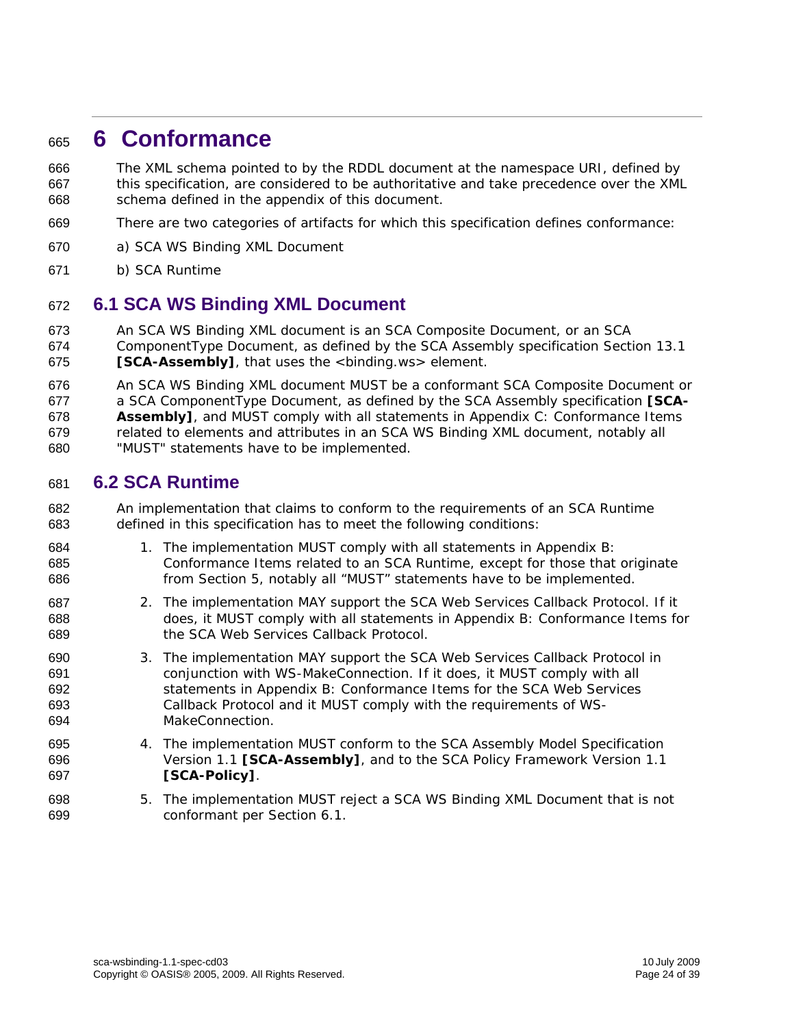# 6 Conformance

The XML schema pointed to by the RDDL document at the namespace URI, defined by this specification, are considered to be authoritative and take precedence over the XML schema defined in the appendix of this document.

There are two categories of artifacts for which this specification defines conformance:

a) SCA WS Binding XML Document

b) SCA Runtime

## 6.1 SCA WS Binding XML Document

An SCA WS Binding XML document is an SCA Composite Document, or an SCA ComponentType Document, as defined by the SCA Assembly specification Section 13.1 **[SCA-Assembly]**, that uses the <binding.ws> element.

An SCA WS Binding XML document MUST be a conformant SCA Composite Document or a SCA ComponentType Document, as defined by the SCA Assembly specification **[SCA-Assembly]**, and MUST comply with all statements in Appendix C: Conformance Items related to elements and attributes in an SCA WS Binding XML document, notably all "MUST" statements have to be implemented.

## 6.2 SCA Runtime

An implementation that claims to conform to the requirements of an SCA Runtime defined in this specification has to meet the following conditions:

1. The implementation MUST comply with all statements in Appendix B: Conformance Items related to an SCA Runtime, except for those that originate from Section 5, notably all "MUST" statements have to be implemented.
2. The implementation MAY support the SCA Web Services Callback Protocol. If it does, it MUST comply with all statements in Appendix B: Conformance Items for the SCA Web Services Callback Protocol.
3. The implementation MAY support the SCA Web Services Callback Protocol in conjunction with WS-MakeConnection. If it does, it MUST comply with all statements in Appendix B: Conformance Items for the SCA Web Services Callback Protocol and it MUST comply with the requirements of WS-MakeConnection.
4. The implementation MUST conform to the SCA Assembly Model Specification Version 1.1 **[SCA-Assembly]**, and to the SCA Policy Framework Version 1.1 **[SCA-Policy]**.
5. The implementation MUST reject a SCA WS Binding XML Document that is not conformant per Section 6.1.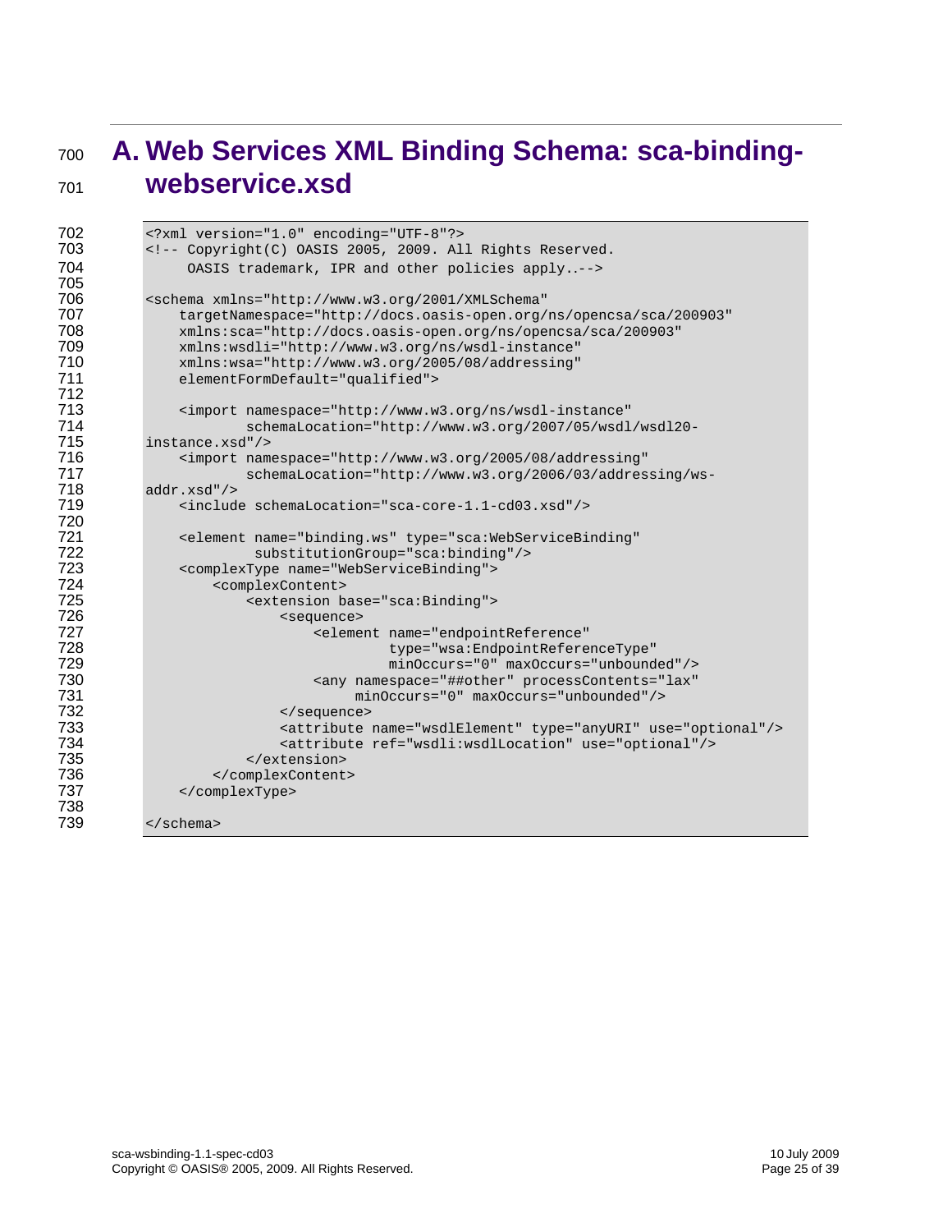# A. Web Services XML Binding Schema: sca-binding-webservice.xsd

```
<?xml version="1.0" encoding="UTF-8"?>
<!-- Copyright(C) OASIS 2005, 2009. All Rights Reserved.
     OASIS trademark, IPR and other policies apply..-->

<schema xmlns="http://www.w3.org/2001/XMLSchema"
    targetNamespace="http://docs.oasis-open.org/ns/opencsa/sca/200903"
    xmlns:sca="http://docs.oasis-open.org/ns/opencsa/sca/200903"
    xmlns:wsdli="http://www.w3.org/ns/wsdl-instance"
    xmlns:wsa="http://www.w3.org/2005/08/addressing"
    elementFormDefault="qualified">

    <import namespace="http://www.w3.org/ns/wsdl-instance"
            schemaLocation="http://www.w3.org/2007/05/wsdl/wsdl20-
instance.xsd"/>
    <import namespace="http://www.w3.org/2005/08/addressing"
            schemaLocation="http://www.w3.org/2006/03/addressing/ws-
addr.xsd"/>
    <include schemaLocation="sca-core-1.1-cd03.xsd"/>

    <element name="binding.ws" type="sca:WebServiceBinding"
             substitutionGroup="sca:binding"/>
    <complexType name="WebServiceBinding">
        <complexContent>
            <extension base="sca:Binding">
                <sequence>
                    <element name="endpointReference"
                             type="wsa:EndpointReferenceType"
                             minOccurs="0" maxOccurs="unbounded"/>
                    <any namespace="##other" processContents="lax"
                         minOccurs="0" maxOccurs="unbounded"/>
                </sequence>
                <attribute name="wsdlElement" type="anyURI" use="optional"/>
                <attribute ref="wsdli:wsdlLocation" use="optional"/>
            </extension>
        </complexContent>
    </complexType>

</schema>
```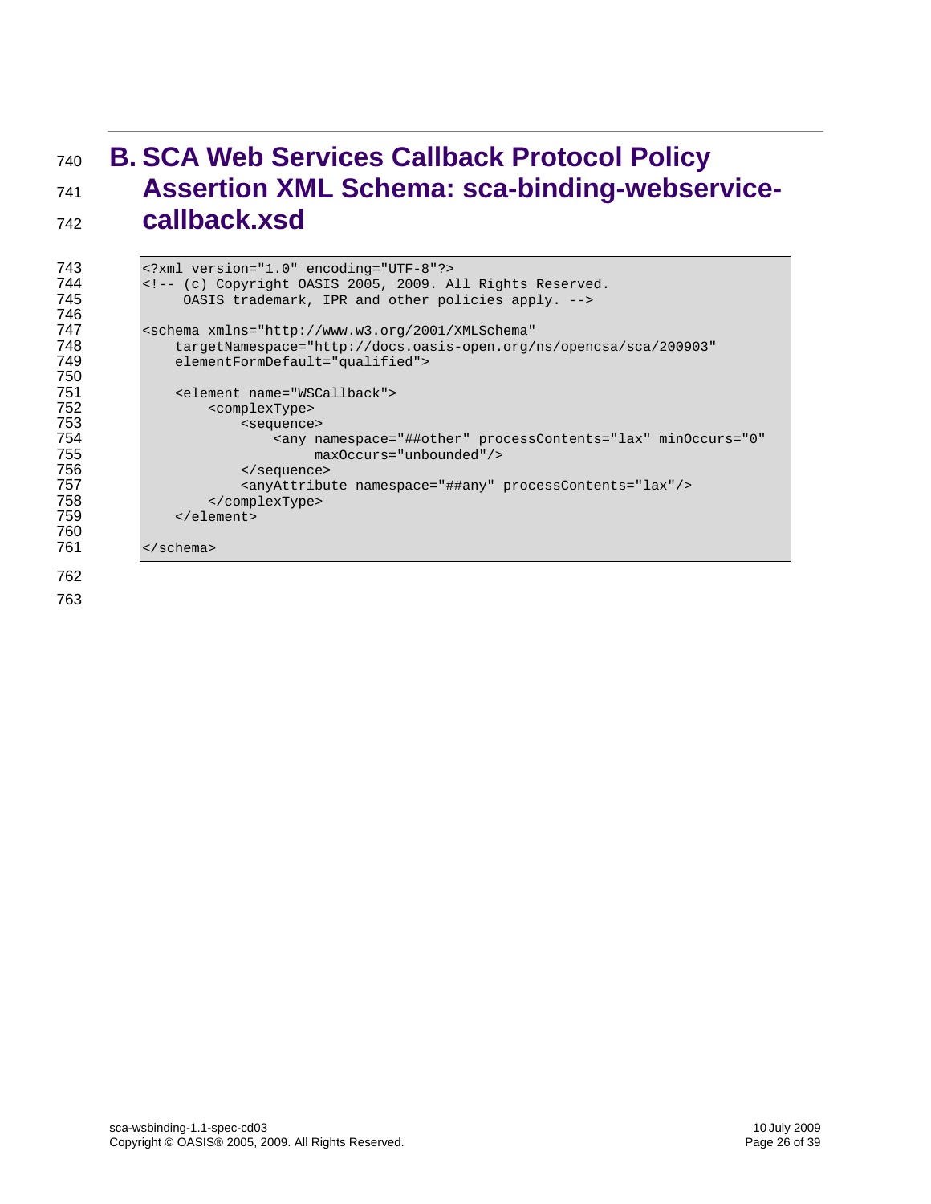# B. SCA Web Services Callback Protocol Policy Assertion XML Schema: sca-binding-webservice-callback.xsd

```
<?xml version="1.0" encoding="UTF-8"?>
<!-- (c) Copyright OASIS 2005, 2009. All Rights Reserved.
     OASIS trademark, IPR and other policies apply. -->

<schema xmlns="http://www.w3.org/2001/XMLSchema"
    targetNamespace="http://docs.oasis-open.org/ns/opencsa/sca/200903"
    elementFormDefault="qualified">

    <element name="WSCallback">
        <complexType>
            <sequence>
                <any namespace="##other" processContents="lax" minOccurs="0"
                     maxOccurs="unbounded"/>
            </sequence>
            <anyAttribute namespace="##any" processContents="lax"/>
        </complexType>
    </element>

</schema>
```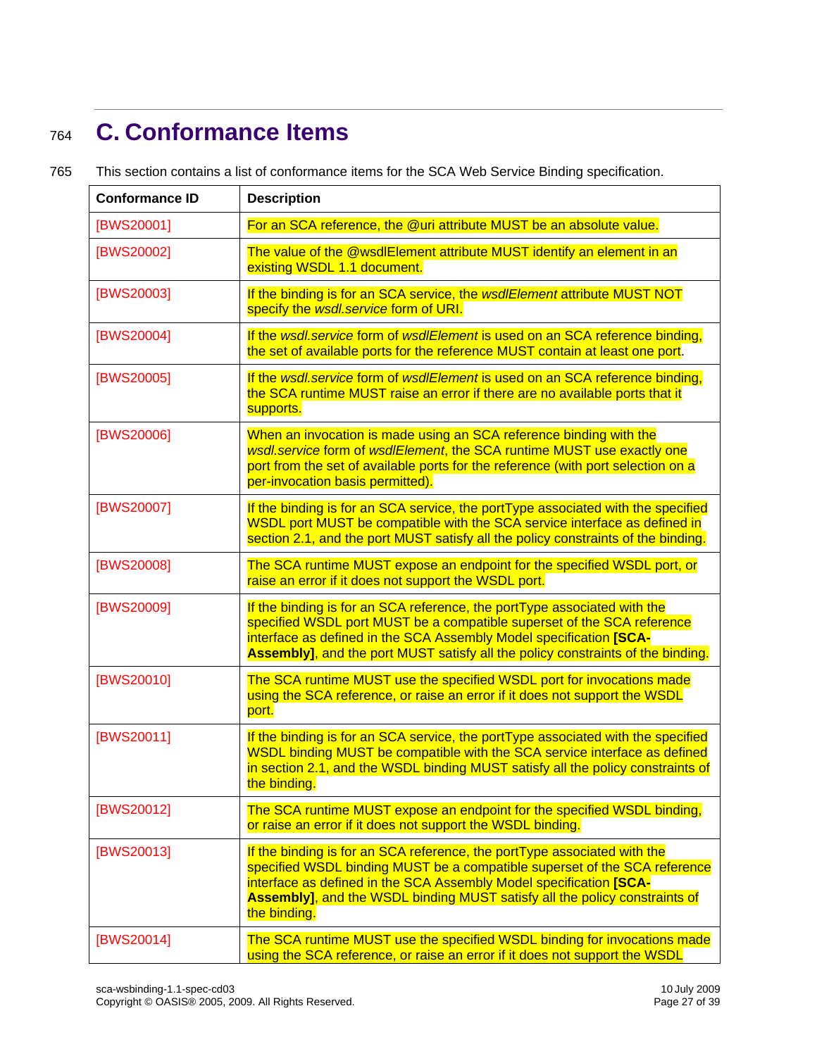# C. Conformance Items

This section contains a list of conformance items for the SCA Web Service Binding specification.

| Conformance ID | Description |
|---|---|
| [BWS20001] | For an SCA reference, the @uri attribute MUST be an absolute value. |
| [BWS20002] | The value of the @wsdlElement attribute MUST identify an element in an existing WSDL 1.1 document. |
| [BWS20003] | If the binding is for an SCA service, the *wsdlElement* attribute MUST NOT specify the *wsdl.service* form of URI. |
| [BWS20004] | If the *wsdl.service* form of *wsdlElement* is used on an SCA reference binding, the set of available ports for the reference MUST contain at least one port. |
| [BWS20005] | If the *wsdl.service* form of *wsdlElement* is used on an SCA reference binding, the SCA runtime MUST raise an error if there are no available ports that it supports. |
| [BWS20006] | When an invocation is made using an SCA reference binding with the *wsdl.service* form of *wsdlElement*, the SCA runtime MUST use exactly one port from the set of available ports for the reference (with port selection on a per-invocation basis permitted). |
| [BWS20007] | If the binding is for an SCA service, the portType associated with the specified WSDL port MUST be compatible with the SCA service interface as defined in section 2.1, and the port MUST satisfy all the policy constraints of the binding. |
| [BWS20008] | The SCA runtime MUST expose an endpoint for the specified WSDL port, or raise an error if it does not support the WSDL port. |
| [BWS20009] | If the binding is for an SCA reference, the portType associated with the specified WSDL port MUST be a compatible superset of the SCA reference interface as defined in the SCA Assembly Model specification **[SCA-Assembly]**, and the port MUST satisfy all the policy constraints of the binding. |
| [BWS20010] | The SCA runtime MUST use the specified WSDL port for invocations made using the SCA reference, or raise an error if it does not support the WSDL port. |
| [BWS20011] | If the binding is for an SCA service, the portType associated with the specified WSDL binding MUST be compatible with the SCA service interface as defined in section 2.1, and the WSDL binding MUST satisfy all the policy constraints of the binding. |
| [BWS20012] | The SCA runtime MUST expose an endpoint for the specified WSDL binding, or raise an error if it does not support the WSDL binding. |
| [BWS20013] | If the binding is for an SCA reference, the portType associated with the specified WSDL binding MUST be a compatible superset of the SCA reference interface as defined in the SCA Assembly Model specification **[SCA-Assembly]**, and the WSDL binding MUST satisfy all the policy constraints of the binding. |
| [BWS20014] | The SCA runtime MUST use the specified WSDL binding for invocations made using the SCA reference, or raise an error if it does not support the WSDL |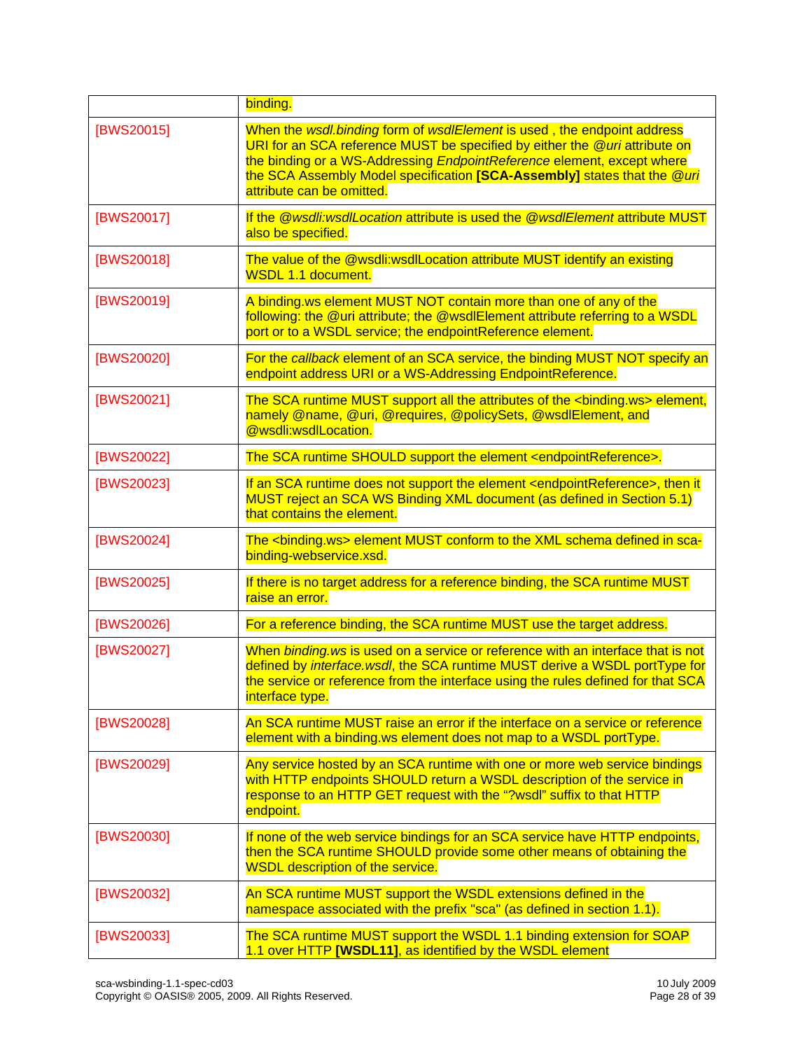| | |
|---|---|
| | binding. |
| [BWS20015] | When the *wsdl.binding* form of *wsdlElement* is used , the endpoint address URI for an SCA reference MUST be specified by either the *@uri* attribute on the binding or a WS-Addressing *EndpointReference* element, except where the SCA Assembly Model specification **[SCA-Assembly]** states that the *@uri* attribute can be omitted. |
| [BWS20017] | If the *@wsdli:wsdlLocation* attribute is used the *@wsdlElement* attribute MUST also be specified. |
| [BWS20018] | The value of the @wsdli:wsdlLocation attribute MUST identify an existing WSDL 1.1 document. |
| [BWS20019] | A binding.ws element MUST NOT contain more than one of any of the following: the @uri attribute; the @wsdlElement attribute referring to a WSDL port or to a WSDL service; the endpointReference element. |
| [BWS20020] | For the *callback* element of an SCA service, the binding MUST NOT specify an endpoint address URI or a WS-Addressing EndpointReference. |
| [BWS20021] | The SCA runtime MUST support all the attributes of the <binding.ws> element, namely @name, @uri, @requires, @policySets, @wsdlElement, and @wsdli:wsdlLocation. |
| [BWS20022] | The SCA runtime SHOULD support the element <endpointReference>. |
| [BWS20023] | If an SCA runtime does not support the element <endpointReference>, then it MUST reject an SCA WS Binding XML document (as defined in Section 5.1) that contains the element. |
| [BWS20024] | The <binding.ws> element MUST conform to the XML schema defined in sca-binding-webservice.xsd. |
| [BWS20025] | If there is no target address for a reference binding, the SCA runtime MUST raise an error. |
| [BWS20026] | For a reference binding, the SCA runtime MUST use the target address. |
| [BWS20027] | When *binding.ws* is used on a service or reference with an interface that is not defined by *interface.wsdl*, the SCA runtime MUST derive a WSDL portType for the service or reference from the interface using the rules defined for that SCA interface type. |
| [BWS20028] | An SCA runtime MUST raise an error if the interface on a service or reference element with a binding.ws element does not map to a WSDL portType. |
| [BWS20029] | Any service hosted by an SCA runtime with one or more web service bindings with HTTP endpoints SHOULD return a WSDL description of the service in response to an HTTP GET request with the "?wsdl" suffix to that HTTP endpoint. |
| [BWS20030] | If none of the web service bindings for an SCA service have HTTP endpoints, then the SCA runtime SHOULD provide some other means of obtaining the WSDL description of the service. |
| [BWS20032] | An SCA runtime MUST support the WSDL extensions defined in the namespace associated with the prefix "sca" (as defined in section 1.1). |
| [BWS20033] | The SCA runtime MUST support the WSDL 1.1 binding extension for SOAP 1.1 over HTTP **[WSDL11]**, as identified by the WSDL element |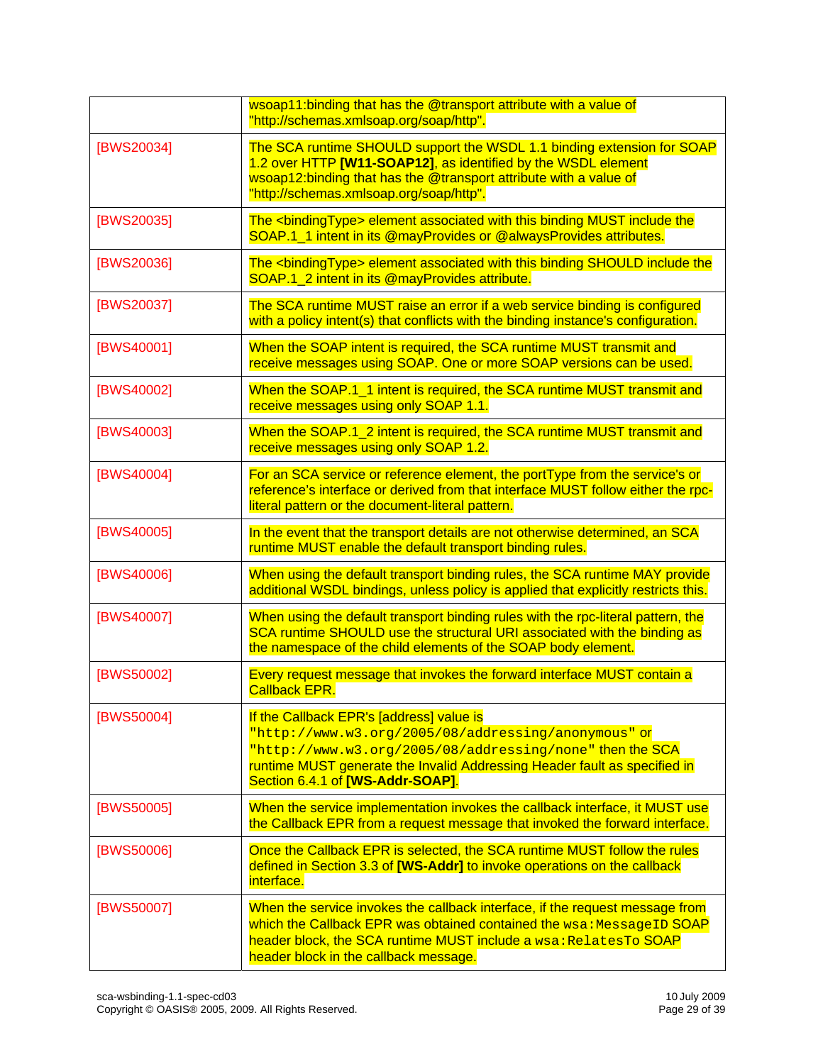| | |
|---|---|
| | wsoap11:binding that has the @transport attribute with a value of "http://schemas.xmlsoap.org/soap/http". |
| [BWS20034] | The SCA runtime SHOULD support the WSDL 1.1 binding extension for SOAP 1.2 over HTTP **[W11-SOAP12]**, as identified by the WSDL element wsoap12:binding that has the @transport attribute with a value of "http://schemas.xmlsoap.org/soap/http". |
| [BWS20035] | The <bindingType> element associated with this binding MUST include the SOAP.1_1 intent in its @mayProvides or @alwaysProvides attributes. |
| [BWS20036] | The <bindingType> element associated with this binding SHOULD include the SOAP.1_2 intent in its @mayProvides attribute. |
| [BWS20037] | The SCA runtime MUST raise an error if a web service binding is configured with a policy intent(s) that conflicts with the binding instance's configuration. |
| [BWS40001] | When the SOAP intent is required, the SCA runtime MUST transmit and receive messages using SOAP. One or more SOAP versions can be used. |
| [BWS40002] | When the SOAP.1_1 intent is required, the SCA runtime MUST transmit and receive messages using only SOAP 1.1. |
| [BWS40003] | When the SOAP.1_2 intent is required, the SCA runtime MUST transmit and receive messages using only SOAP 1.2. |
| [BWS40004] | For an SCA service or reference element, the portType from the service's or reference's interface or derived from that interface MUST follow either the rpc-literal pattern or the document-literal pattern. |
| [BWS40005] | In the event that the transport details are not otherwise determined, an SCA runtime MUST enable the default transport binding rules. |
| [BWS40006] | When using the default transport binding rules, the SCA runtime MAY provide additional WSDL bindings, unless policy is applied that explicitly restricts this. |
| [BWS40007] | When using the default transport binding rules with the rpc-literal pattern, the SCA runtime SHOULD use the structural URI associated with the binding as the namespace of the child elements of the SOAP body element. |
| [BWS50002] | Every request message that invokes the forward interface MUST contain a Callback EPR. |
| [BWS50004] | If the Callback EPR's [address] value is `"http://www.w3.org/2005/08/addressing/anonymous"` or `"http://www.w3.org/2005/08/addressing/none"` then the SCA runtime MUST generate the Invalid Addressing Header fault as specified in Section 6.4.1 of **[WS-Addr-SOAP]**. |
| [BWS50005] | When the service implementation invokes the callback interface, it MUST use the Callback EPR from a request message that invoked the forward interface. |
| [BWS50006] | Once the Callback EPR is selected, the SCA runtime MUST follow the rules defined in Section 3.3 of **[WS-Addr]** to invoke operations on the callback interface. |
| [BWS50007] | When the service invokes the callback interface, if the request message from which the Callback EPR was obtained contained the `wsa:MessageID` SOAP header block, the SCA runtime MUST include a `wsa:RelatesTo` SOAP header block in the callback message. |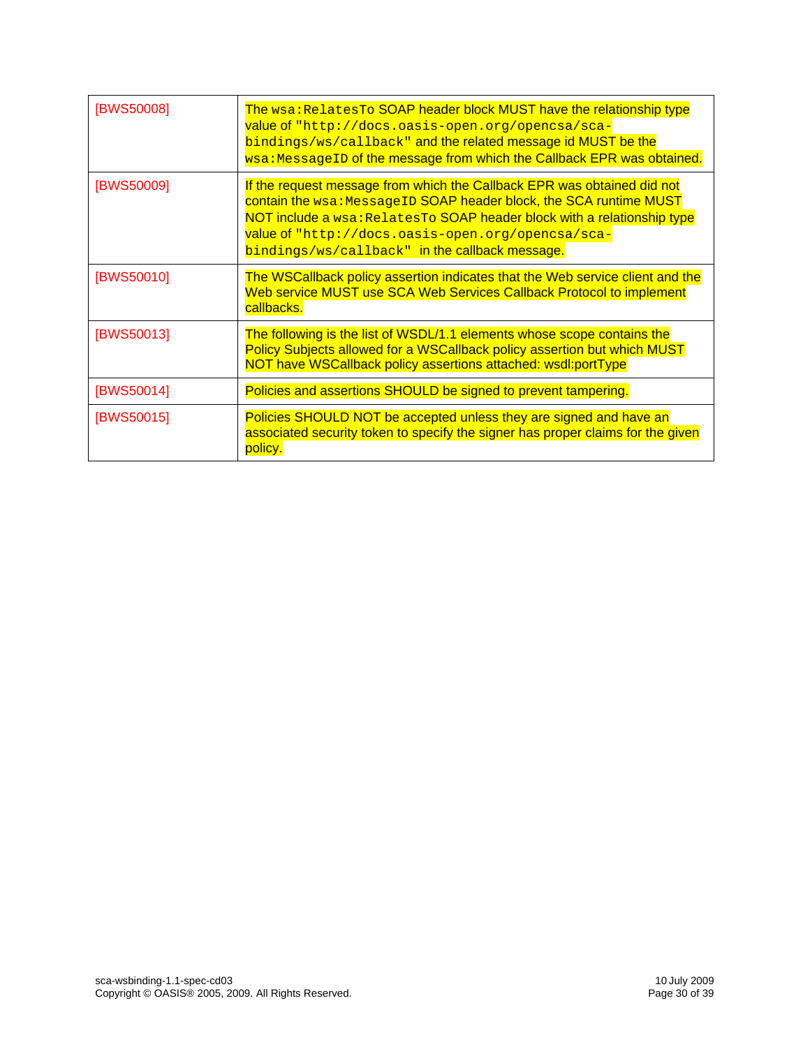| | |
|---|---|
| [BWS50008] | The `wsa:RelatesTo` SOAP header block MUST have the relationship type value of `"http://docs.oasis-open.org/opencsa/sca-bindings/ws/callback"` and the related message id MUST be the `wsa:MessageID` of the message from which the Callback EPR was obtained. |
| [BWS50009] | If the request message from which the Callback EPR was obtained did not contain the `wsa:MessageID` SOAP header block, the SCA runtime MUST NOT include a `wsa:RelatesTo` SOAP header block with a relationship type value of `"http://docs.oasis-open.org/opencsa/sca-bindings/ws/callback"` in the callback message. |
| [BWS50010] | The WSCallback policy assertion indicates that the Web service client and the Web service MUST use SCA Web Services Callback Protocol to implement callbacks. |
| [BWS50013] | The following is the list of WSDL/1.1 elements whose scope contains the Policy Subjects allowed for a WSCallback policy assertion but which MUST NOT have WSCallback policy assertions attached: wsdl:portType |
| [BWS50014] | Policies and assertions SHOULD be signed to prevent tampering. |
| [BWS50015] | Policies SHOULD NOT be accepted unless they are signed and have an associated security token to specify the signer has proper claims for the given policy. |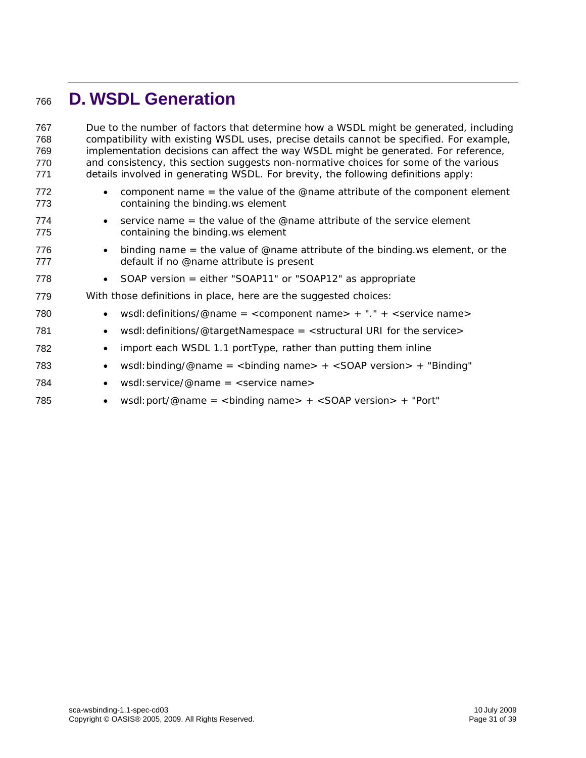# D. WSDL Generation

Due to the number of factors that determine how a WSDL might be generated, including compatibility with existing WSDL uses, precise details cannot be specified. For example, implementation decisions can affect the way WSDL might be generated. For reference, and consistency, this section suggests non-normative choices for some of the various details involved in generating WSDL. For brevity, the following definitions apply:

- component name = the value of the @name attribute of the component element containing the binding.ws element
- service name = the value of the @name attribute of the service element containing the binding.ws element
- binding name = the value of @name attribute of the binding.ws element, or the default if no @name attribute is present
- SOAP version = either "SOAP11" or "SOAP12" as appropriate

With those definitions in place, here are the suggested choices:

- wsdl:definitions/@name = <component name> + "." + <service name>
- wsdl:definitions/@targetNamespace = <structural URI for the service>
- import each WSDL 1.1 portType, rather than putting them inline
- wsdl:binding/@name = <binding name> + <SOAP version> + "Binding"
- wsdl:service/@name = <service name>
- wsdl:port/@name = <binding name> + <SOAP version> + "Port"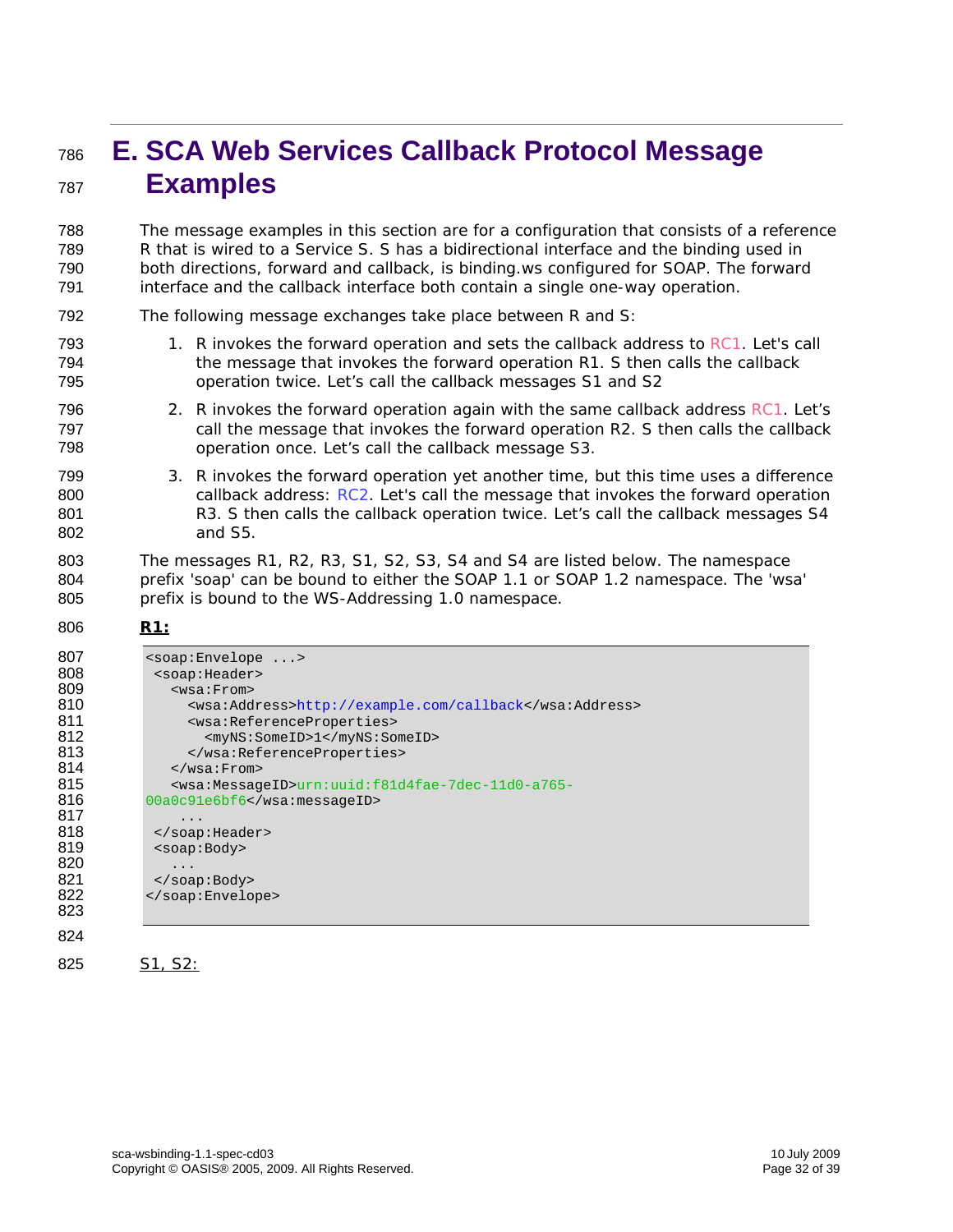# E. SCA Web Services Callback Protocol Message Examples

The message examples in this section are for a configuration that consists of a reference R that is wired to a Service S. S has a bidirectional interface and the binding used in both directions, forward and callback, is binding.ws configured for SOAP. The forward interface and the callback interface both contain a single one-way operation.

The following message exchanges take place between R and S:

1. R invokes the forward operation and sets the callback address to RC1. Let's call the message that invokes the forward operation R1. S then calls the callback operation twice. Let's call the callback messages S1 and S2
2. R invokes the forward operation again with the same callback address RC1. Let's call the message that invokes the forward operation R2. S then calls the callback operation once. Let's call the callback message S3.
3. R invokes the forward operation yet another time, but this time uses a difference callback address: RC2. Let's call the message that invokes the forward operation R3. S then calls the callback operation twice. Let's call the callback messages S4 and S5.

The messages R1, R2, R3, S1, S2, S3, S4 and S4 are listed below. The namespace prefix 'soap' can be bound to either the SOAP 1.1 or SOAP 1.2 namespace. The 'wsa' prefix is bound to the WS-Addressing 1.0 namespace.

**R1:**

```
<soap:Envelope ...>
 <soap:Header>
   <wsa:From>
     <wsa:Address>http://example.com/callback</wsa:Address>
     <wsa:ReferenceProperties>
       <myNS:SomeID>1</myNS:SomeID>
     </wsa:ReferenceProperties>
   </wsa:From>
   <wsa:MessageID>urn:uuid:f81d4fae-7dec-11d0-a765-
00a0c91e6bf6</wsa:messageID>
    ...
 </soap:Header>
 <soap:Body>
   ...
 </soap:Body>
</soap:Envelope>
```

S1, S2: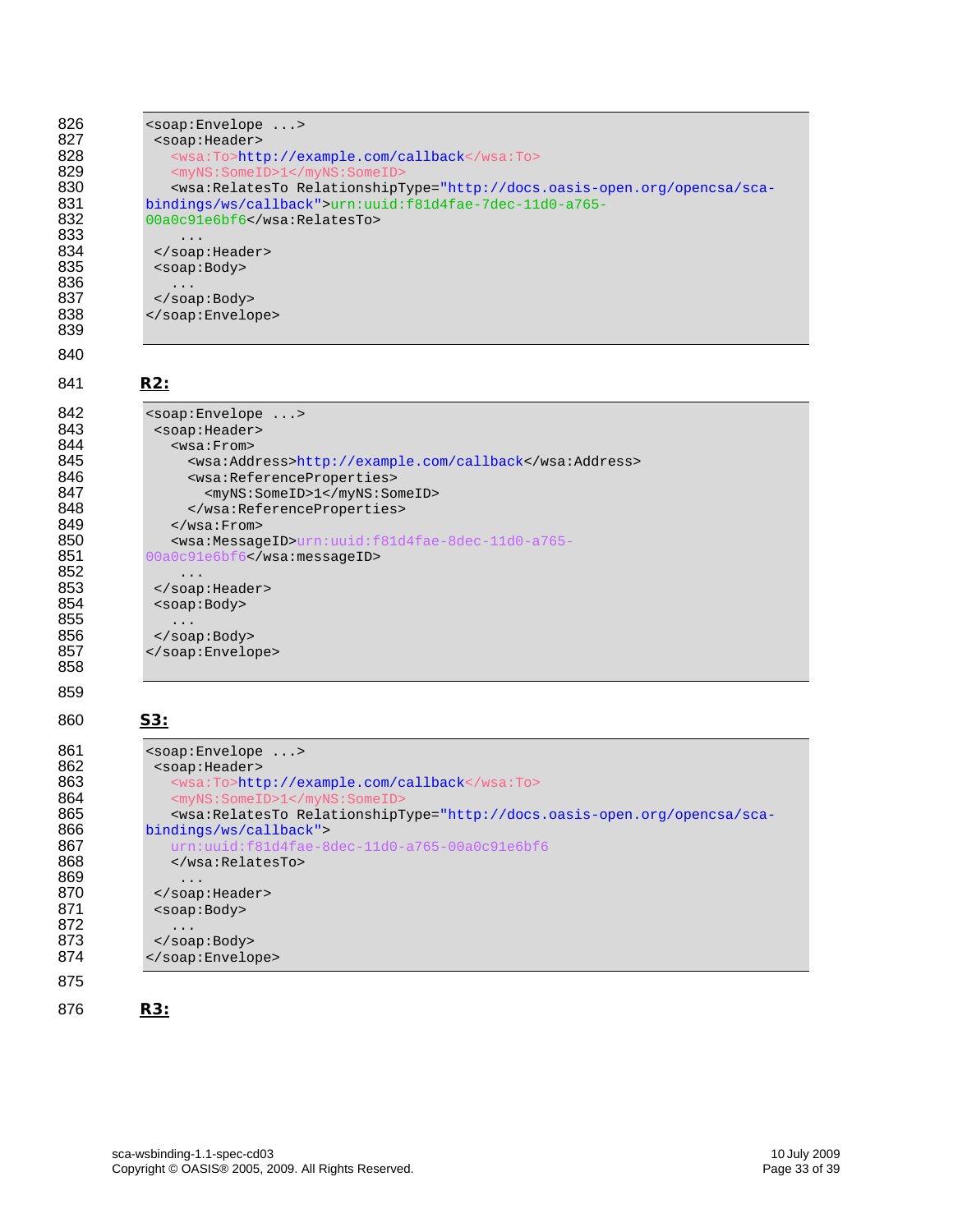```
<soap:Envelope ...>
 <soap:Header>
   <wsa:To>http://example.com/callback</wsa:To>
   <myNS:SomeID>1</myNS:SomeID>
   <wsa:RelatesTo RelationshipType="http://docs.oasis-open.org/opencsa/sca-bindings/ws/callback">urn:uuid:f81d4fae-7dec-11d0-a765-00a0c91e6bf6</wsa:RelatesTo>
    ...
 </soap:Header>
 <soap:Body>
   ...
 </soap:Body>
</soap:Envelope>
```

**R2:**

```
<soap:Envelope ...>
 <soap:Header>
   <wsa:From>
     <wsa:Address>http://example.com/callback</wsa:Address>
     <wsa:ReferenceProperties>
       <myNS:SomeID>1</myNS:SomeID>
     </wsa:ReferenceProperties>
   </wsa:From>
   <wsa:MessageID>urn:uuid:f81d4fae-8dec-11d0-a765-00a0c91e6bf6</wsa:messageID>
    ...
 </soap:Header>
 <soap:Body>
   ...
 </soap:Body>
</soap:Envelope>
```

**S3:**

```
<soap:Envelope ...>
 <soap:Header>
   <wsa:To>http://example.com/callback</wsa:To>
   <myNS:SomeID>1</myNS:SomeID>
   <wsa:RelatesTo RelationshipType="http://docs.oasis-open.org/opencsa/sca-bindings/ws/callback">
   urn:uuid:f81d4fae-8dec-11d0-a765-00a0c91e6bf6
   </wsa:RelatesTo>
    ...
 </soap:Header>
 <soap:Body>
   ...
 </soap:Body>
</soap:Envelope>
```

**R3:**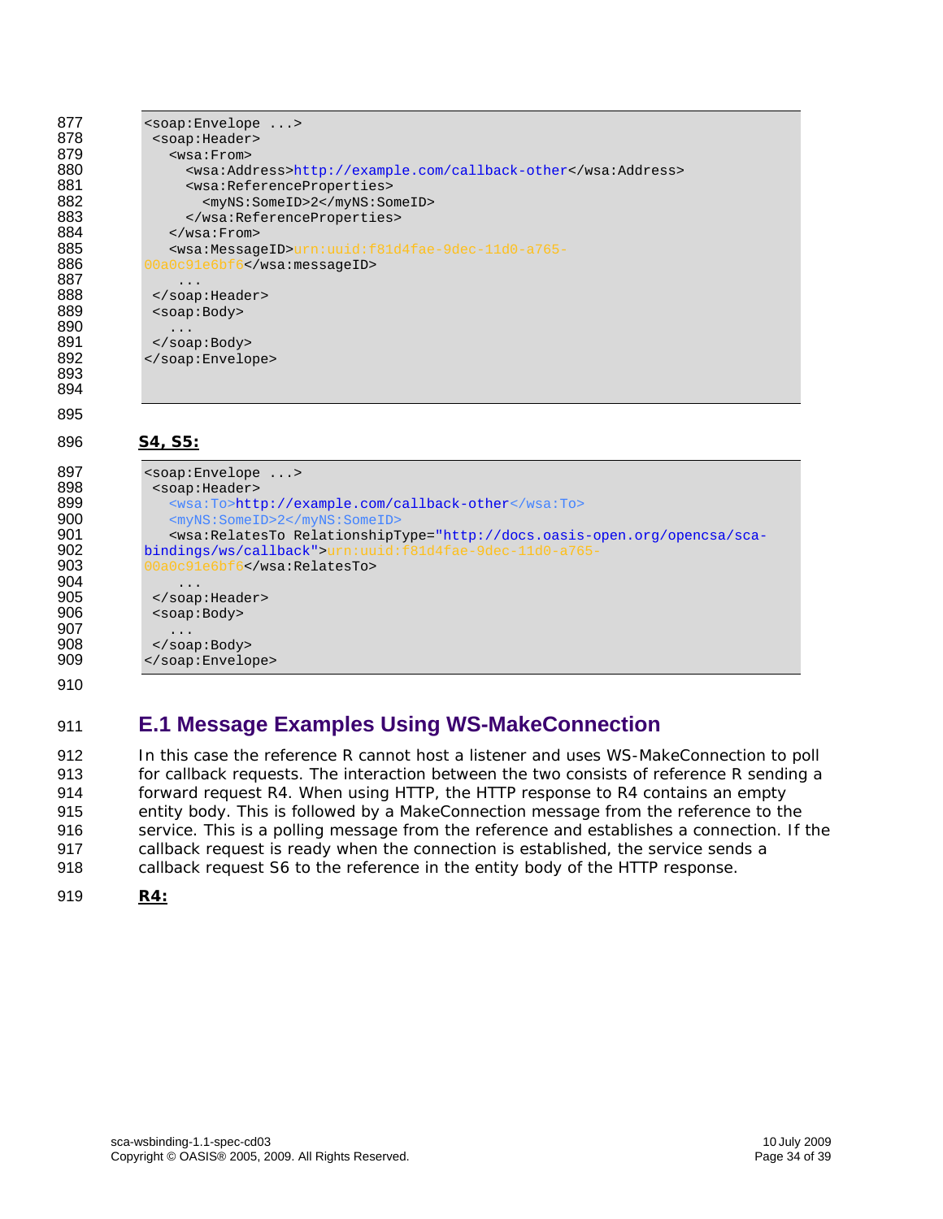```
<soap:Envelope ...>
 <soap:Header>
   <wsa:From>
     <wsa:Address>http://example.com/callback-other</wsa:Address>
     <wsa:ReferenceProperties>
       <myNS:SomeID>2</myNS:SomeID>
     </wsa:ReferenceProperties>
   </wsa:From>
   <wsa:MessageID>urn:uuid:f81d4fae-9dec-11d0-a765-
00a0c91e6bf6</wsa:messageID>
    ...
 </soap:Header>
 <soap:Body>
   ...
 </soap:Body>
</soap:Envelope>
```

**S4, S5:**

```
<soap:Envelope ...>
 <soap:Header>
   <wsa:To>http://example.com/callback-other</wsa:To>
   <myNS:SomeID>2</myNS:SomeID>
   <wsa:RelatesTo RelationshipType="http://docs.oasis-open.org/opencsa/sca-
bindings/ws/callback">urn:uuid:f81d4fae-9dec-11d0-a765-
00a0c91e6bf6</wsa:RelatesTo>
    ...
 </soap:Header>
 <soap:Body>
   ...
 </soap:Body>
</soap:Envelope>
```

## E.1 Message Examples Using WS-MakeConnection

In this case the reference R cannot host a listener and uses WS-MakeConnection to poll for callback requests. The interaction between the two consists of reference R sending a forward request R4. When using HTTP, the HTTP response to R4 contains an empty entity body. This is followed by a MakeConnection message from the reference to the service. This is a polling message from the reference and establishes a connection. If the callback request is ready when the connection is established, the service sends a callback request S6 to the reference in the entity body of the HTTP response.

**R4:**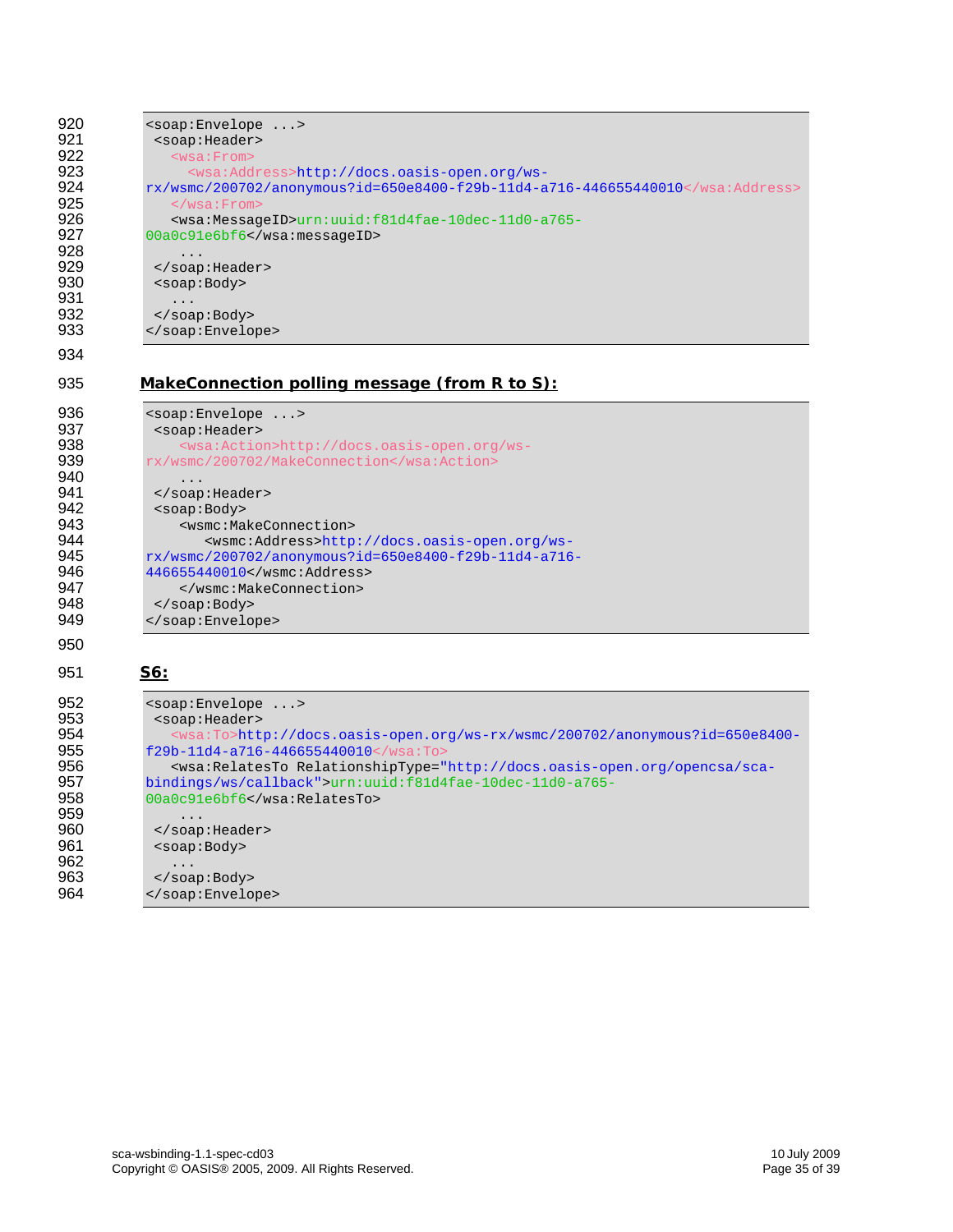```
<soap:Envelope ...>
 <soap:Header>
   <wsa:From>
     <wsa:Address>http://docs.oasis-open.org/ws-rx/wsmc/200702/anonymous?id=650e8400-f29b-11d4-a716-446655440010</wsa:Address>
   </wsa:From>
   <wsa:MessageID>urn:uuid:f81d4fae-10dec-11d0-a765-00a0c91e6bf6</wsa:messageID>
    ...
 </soap:Header>
 <soap:Body>
   ...
 </soap:Body>
</soap:Envelope>
```

**MakeConnection polling message (from R to S):**

```
<soap:Envelope ...>
 <soap:Header>
    <wsa:Action>http://docs.oasis-open.org/ws-rx/wsmc/200702/MakeConnection</wsa:Action>
    ...
 </soap:Header>
 <soap:Body>
    <wsmc:MakeConnection>
       <wsmc:Address>http://docs.oasis-open.org/ws-rx/wsmc/200702/anonymous?id=650e8400-f29b-11d4-a716-446655440010</wsmc:Address>
    </wsmc:MakeConnection>
 </soap:Body>
</soap:Envelope>
```

**S6:**

```
<soap:Envelope ...>
 <soap:Header>
   <wsa:To>http://docs.oasis-open.org/ws-rx/wsmc/200702/anonymous?id=650e8400-f29b-11d4-a716-446655440010</wsa:To>
   <wsa:RelatesTo RelationshipType="http://docs.oasis-open.org/opencsa/sca-bindings/ws/callback">urn:uuid:f81d4fae-10dec-11d0-a765-00a0c91e6bf6</wsa:RelatesTo>
    ...
 </soap:Header>
 <soap:Body>
   ...
 </soap:Body>
</soap:Envelope>
```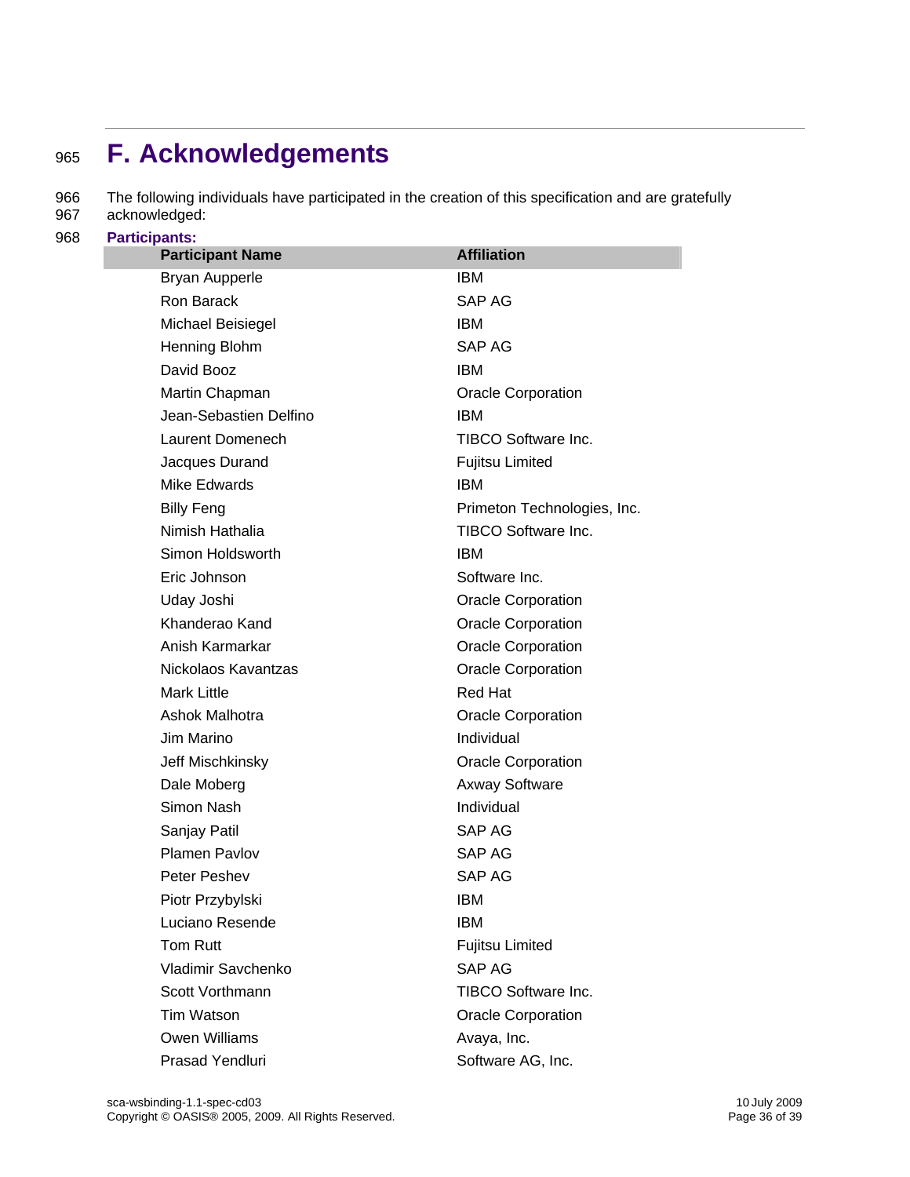# F. Acknowledgements

The following individuals have participated in the creation of this specification and are gratefully acknowledged:

**Participants:**

| Participant Name | Affiliation |
|---|---|
| Bryan Aupperle | IBM |
| Ron Barack | SAP AG |
| Michael Beisiegel | IBM |
| Henning Blohm | SAP AG |
| David Booz | IBM |
| Martin Chapman | Oracle Corporation |
| Jean-Sebastien Delfino | IBM |
| Laurent Domenech | TIBCO Software Inc. |
| Jacques Durand | Fujitsu Limited |
| Mike Edwards | IBM |
| Billy Feng | Primeton Technologies, Inc. |
| Nimish Hathalia | TIBCO Software Inc. |
| Simon Holdsworth | IBM |
| Eric Johnson | Software Inc. |
| Uday Joshi | Oracle Corporation |
| Khanderao Kand | Oracle Corporation |
| Anish Karmarkar | Oracle Corporation |
| Nickolaos Kavantzas | Oracle Corporation |
| Mark Little | Red Hat |
| Ashok Malhotra | Oracle Corporation |
| Jim Marino | Individual |
| Jeff Mischkinsky | Oracle Corporation |
| Dale Moberg | Axway Software |
| Simon Nash | Individual |
| Sanjay Patil | SAP AG |
| Plamen Pavlov | SAP AG |
| Peter Peshev | SAP AG |
| Piotr Przybylski | IBM |
| Luciano Resende | IBM |
| Tom Rutt | Fujitsu Limited |
| Vladimir Savchenko | SAP AG |
| Scott Vorthmann | TIBCO Software Inc. |
| Tim Watson | Oracle Corporation |
| Owen Williams | Avaya, Inc. |
| Prasad Yendluri | Software AG, Inc. |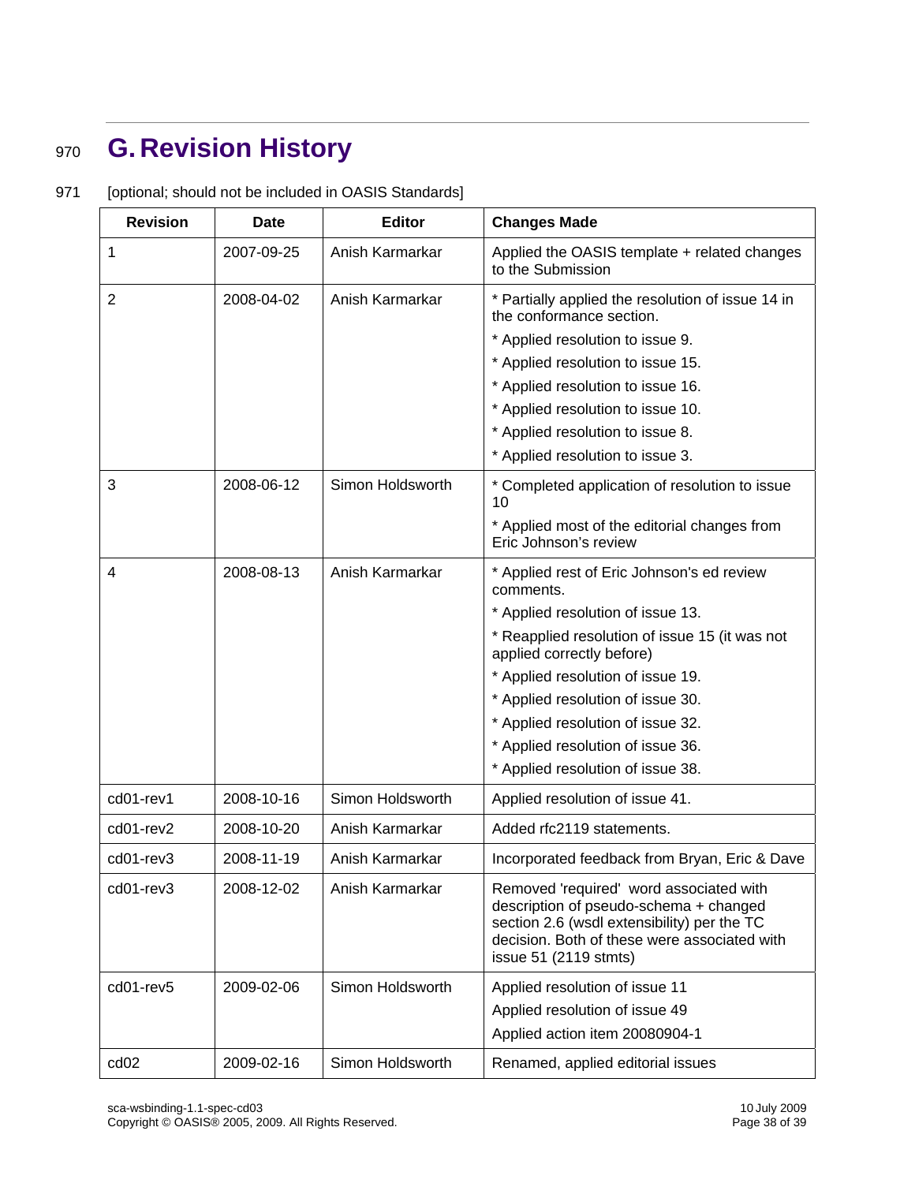# G. Revision History

[optional; should not be included in OASIS Standards]

| Revision | Date | Editor | Changes Made |
|---|---|---|---|
| 1 | 2007-09-25 | Anish Karmarkar | Applied the OASIS template + related changes to the Submission |
| 2 | 2008-04-02 | Anish Karmarkar | * Partially applied the resolution of issue 14 in the conformance section.<br>* Applied resolution to issue 9.<br>* Applied resolution to issue 15.<br>* Applied resolution to issue 16.<br>* Applied resolution to issue 10.<br>* Applied resolution to issue 8.<br>* Applied resolution to issue 3. |
| 3 | 2008-06-12 | Simon Holdsworth | * Completed application of resolution to issue 10<br>* Applied most of the editorial changes from Eric Johnson's review |
| 4 | 2008-08-13 | Anish Karmarkar | * Applied rest of Eric Johnson's ed review comments.<br>* Applied resolution of issue 13.<br>* Reapplied resolution of issue 15 (it was not applied correctly before)<br>* Applied resolution of issue 19.<br>* Applied resolution of issue 30.<br>* Applied resolution of issue 32.<br>* Applied resolution of issue 36.<br>* Applied resolution of issue 38. |
| cd01-rev1 | 2008-10-16 | Simon Holdsworth | Applied resolution of issue 41. |
| cd01-rev2 | 2008-10-20 | Anish Karmarkar | Added rfc2119 statements. |
| cd01-rev3 | 2008-11-19 | Anish Karmarkar | Incorporated feedback from Bryan, Eric & Dave |
| cd01-rev3 | 2008-12-02 | Anish Karmarkar | Removed 'required' word associated with description of pseudo-schema + changed section 2.6 (wsdl extensibility) per the TC decision. Both of these were associated with issue 51 (2119 stmts) |
| cd01-rev5 | 2009-02-06 | Simon Holdsworth | Applied resolution of issue 11<br>Applied resolution of issue 49<br>Applied action item 20080904-1 |
| cd02 | 2009-02-16 | Simon Holdsworth | Renamed, applied editorial issues |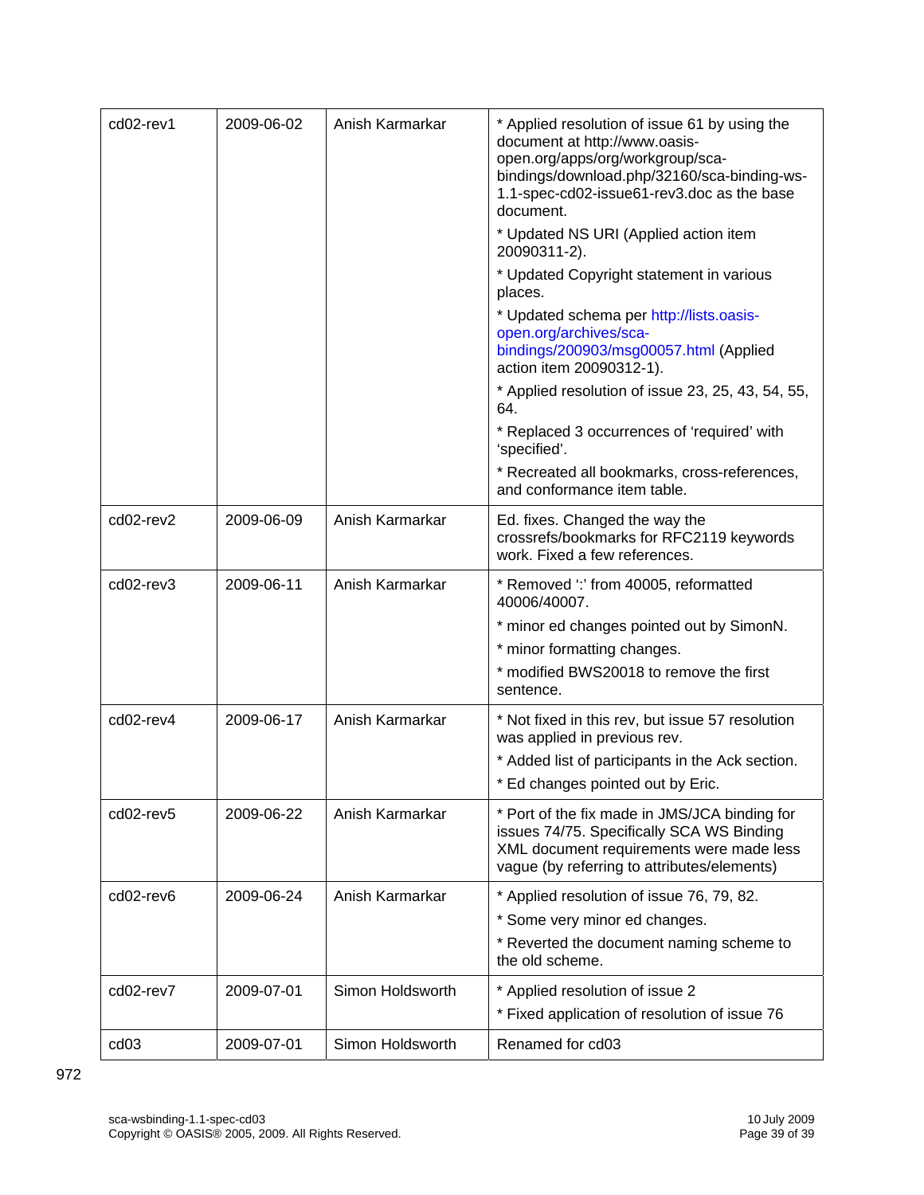| | | | |
|---|---|---|---|
| cd02-rev1 | 2009-06-02 | Anish Karmarkar | * Applied resolution of issue 61 by using the document at http://www.oasis-open.org/apps/org/workgroup/sca-bindings/download.php/32160/sca-binding-ws-1.1-spec-cd02-issue61-rev3.doc as the base document.<br>* Updated NS URI (Applied action item 20090311-2).<br>* Updated Copyright statement in various places.<br>* Updated schema per http://lists.oasis-open.org/archives/sca-bindings/200903/msg00057.html (Applied action item 20090312-1).<br>* Applied resolution of issue 23, 25, 43, 54, 55, 64.<br>* Replaced 3 occurrences of 'required' with 'specified'.<br>* Recreated all bookmarks, cross-references, and conformance item table. |
| cd02-rev2 | 2009-06-09 | Anish Karmarkar | Ed. fixes. Changed the way the crossrefs/bookmarks for RFC2119 keywords work. Fixed a few references. |
| cd02-rev3 | 2009-06-11 | Anish Karmarkar | * Removed ':' from 40005, reformatted 40006/40007.<br>* minor ed changes pointed out by SimonN.<br>* minor formatting changes.<br>* modified BWS20018 to remove the first sentence. |
| cd02-rev4 | 2009-06-17 | Anish Karmarkar | * Not fixed in this rev, but issue 57 resolution was applied in previous rev.<br>* Added list of participants in the Ack section.<br>* Ed changes pointed out by Eric. |
| cd02-rev5 | 2009-06-22 | Anish Karmarkar | * Port of the fix made in JMS/JCA binding for issues 74/75. Specifically SCA WS Binding XML document requirements were made less vague (by referring to attributes/elements) |
| cd02-rev6 | 2009-06-24 | Anish Karmarkar | * Applied resolution of issue 76, 79, 82.<br>* Some very minor ed changes.<br>* Reverted the document naming scheme to the old scheme. |
| cd02-rev7 | 2009-07-01 | Simon Holdsworth | * Applied resolution of issue 2<br>* Fixed application of resolution of issue 76 |
| cd03 | 2009-07-01 | Simon Holdsworth | Renamed for cd03 |